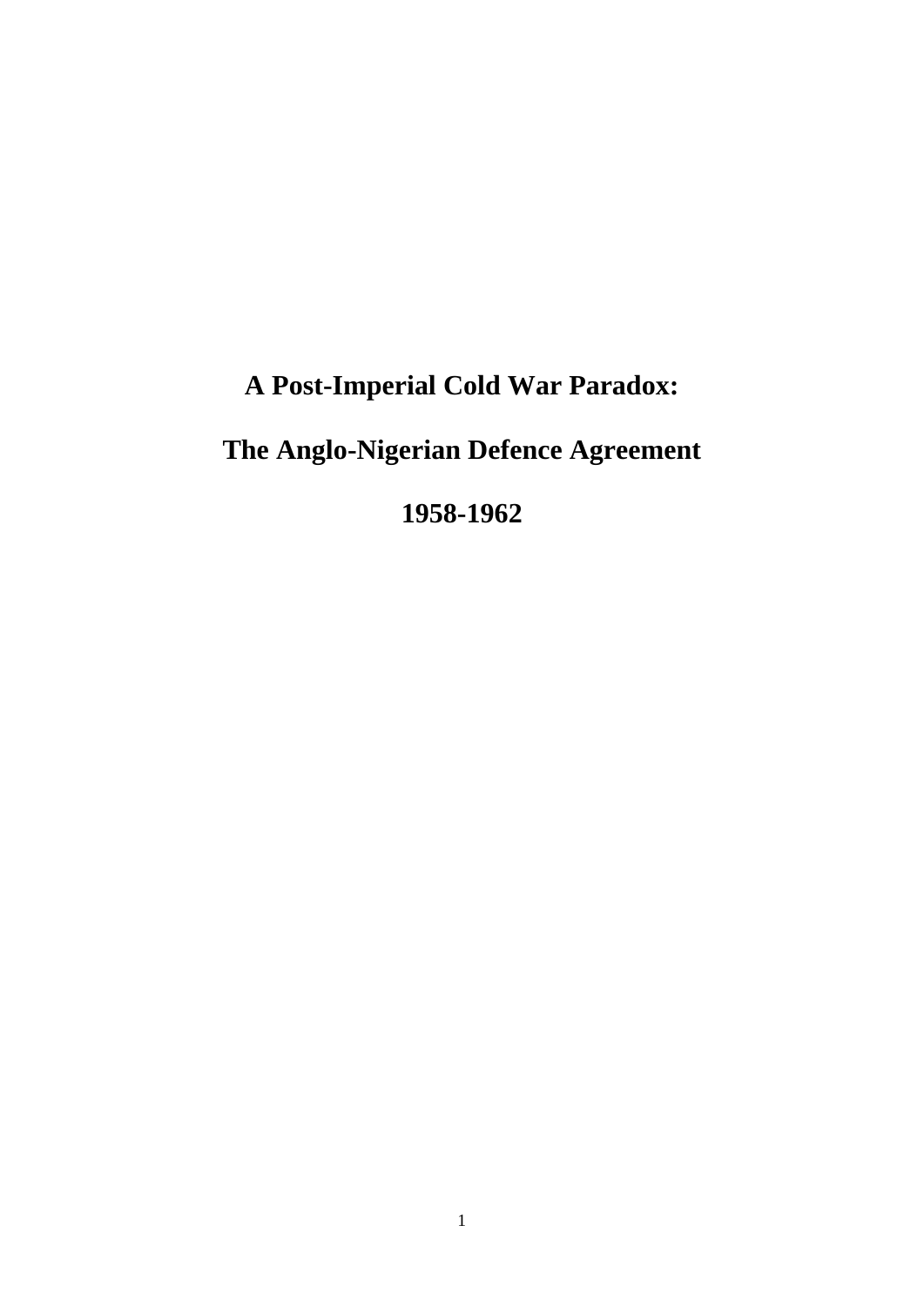# A Post-Imperial Cold War Paradox:

# The Anglo-Nigerian Defence Agreement

# 1958-1962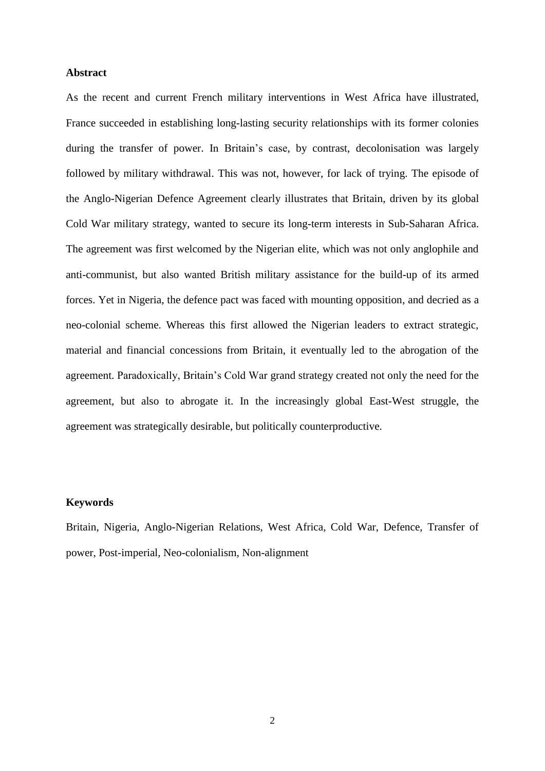**Abstract**

As the recent and current French military interventions in West Africa have illustrated, France succeeded in establishing long-lasting security relationships with its former colonies during the transfer of power. In Britain's case, by contrast, decolonisation was largely followed by military withdrawal. This was not, however, for lack of trying. The episode of the Anglo-Nigerian Defence Agreement clearly illustrates that Britain, driven by its global Cold War military strategy, wanted to secure its long-term interests in Sub-Saharan Africa. The agreement was first welcomed by the Nigerian elite, which was not only anglophile and anti-communist, but also wanted British military assistance for the build-up of its armed forces. Yet in Nigeria, the defence pact was faced with mounting opposition, and decried as a neo-colonial scheme. Whereas this first allowed the Nigerian leaders to extract strategic, material and financial concessions from Britain, it eventually led to the abrogation of the agreement. Paradoxically, Britain's Cold War grand strategy created not only the need for the agreement, but also to abrogate it. In the increasingly global East-West struggle, the agreement was strategically desirable, but politically counterproductive.

**Keywords**

Britain, Nigeria, Anglo-Nigerian Relations, West Africa, Cold War, Defence, Transfer of power, Post-imperial, Neo-colonialism, Non-alignment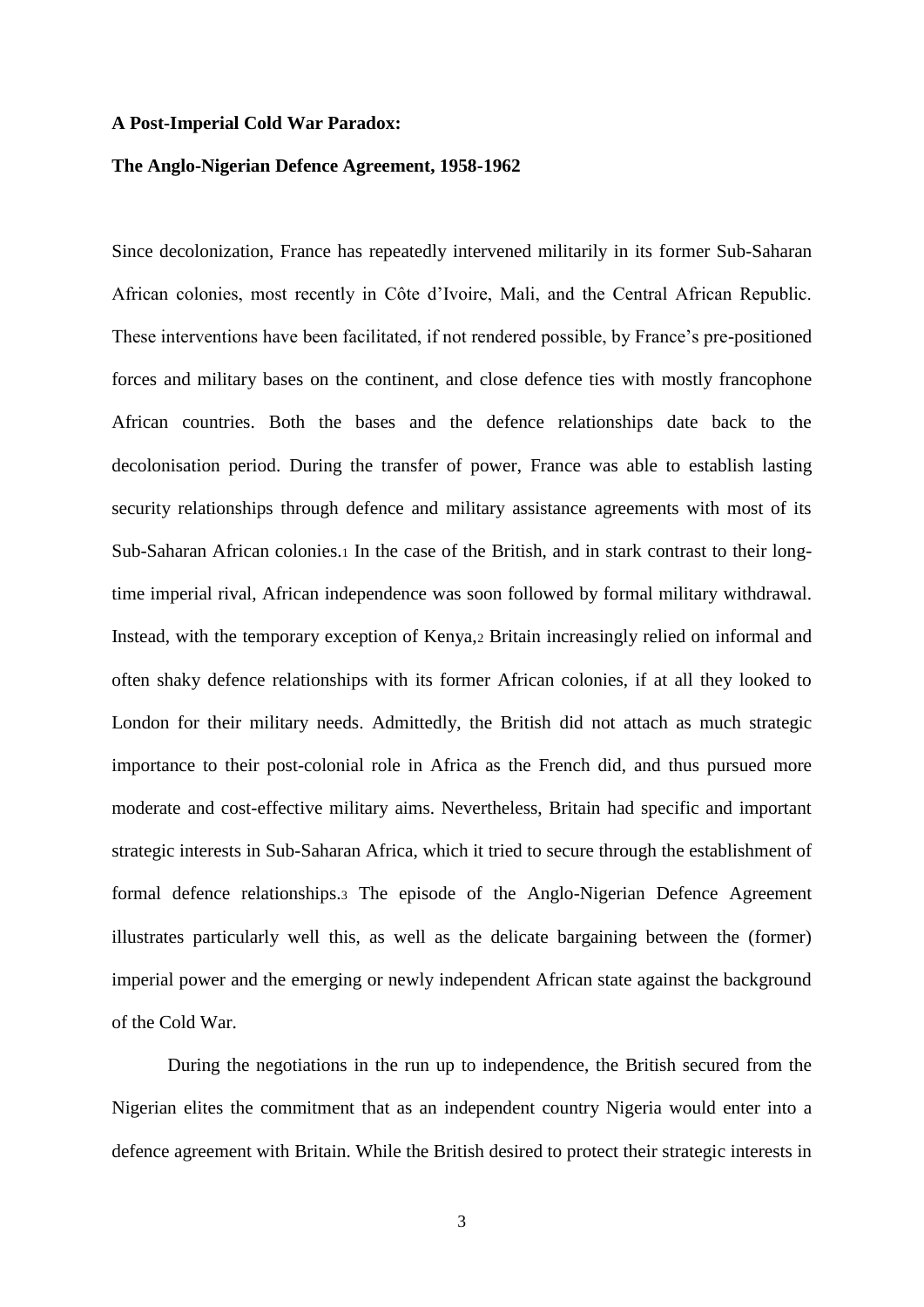**A Post-Imperial Cold War Paradox:**

**The Anglo-Nigerian Defence Agreement, 1958-1962**

Since decolonization, France has repeatedly intervened militarily in its former Sub-Saharan African colonies, most recently in Côte d'Ivoire, Mali, and the Central African Republic. These interventions have been facilitated, if not rendered possible, by France's pre-positioned forces and military bases on the continent, and close defence ties with mostly francophone African countries. Both the bases and the defence relationships date back to the decolonisation period. During the transfer of power, France was able to establish lasting security relationships through defence and military assistance agreements with most of its Sub-Saharan African colonies.[1] In the case of the British, and in stark contrast to their long-time imperial rival, African independence was soon followed by formal military withdrawal. Instead, with the temporary exception of Kenya,[2] Britain increasingly relied on informal and often shaky defence relationships with its former African colonies, if at all they looked to London for their military needs. Admittedly, the British did not attach as much strategic importance to their post-colonial role in Africa as the French did, and thus pursued more moderate and cost-effective military aims. Nevertheless, Britain had specific and important strategic interests in Sub-Saharan Africa, which it tried to secure through the establishment of formal defence relationships.[3] The episode of the Anglo-Nigerian Defence Agreement illustrates particularly well this, as well as the delicate bargaining between the (former) imperial power and the emerging or newly independent African state against the background of the Cold War.

During the negotiations in the run up to independence, the British secured from the Nigerian elites the commitment that as an independent country Nigeria would enter into a defence agreement with Britain. While the British desired to protect their strategic interests in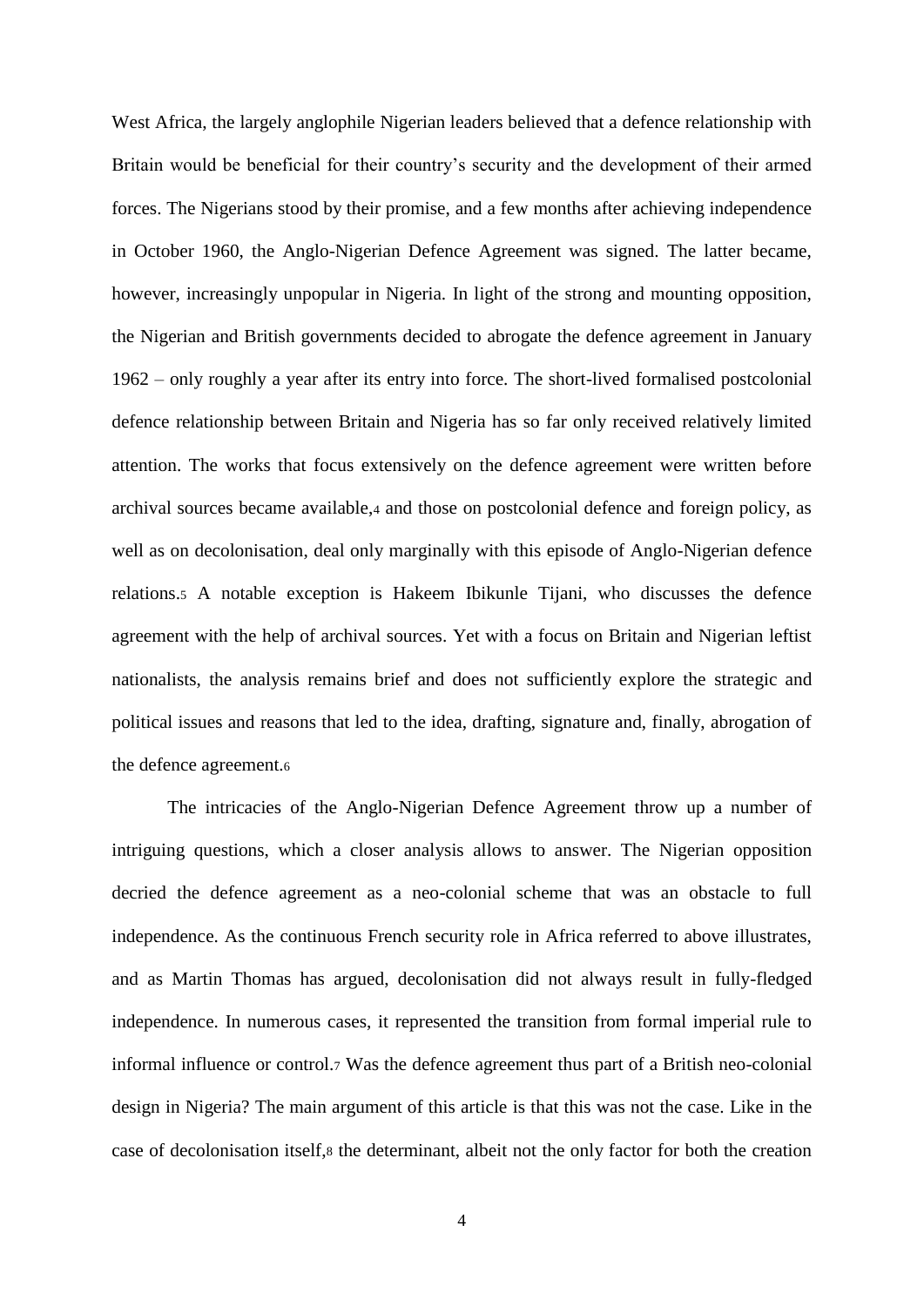West Africa, the largely anglophile Nigerian leaders believed that a defence relationship with Britain would be beneficial for their country's security and the development of their armed forces. The Nigerians stood by their promise, and a few months after achieving independence in October 1960, the Anglo-Nigerian Defence Agreement was signed. The latter became, however, increasingly unpopular in Nigeria. In light of the strong and mounting opposition, the Nigerian and British governments decided to abrogate the defence agreement in January 1962 – only roughly a year after its entry into force. The short-lived formalised postcolonial defence relationship between Britain and Nigeria has so far only received relatively limited attention. The works that focus extensively on the defence agreement were written before archival sources became available,[4] and those on postcolonial defence and foreign policy, as well as on decolonisation, deal only marginally with this episode of Anglo-Nigerian defence relations.[5] A notable exception is Hakeem Ibikunle Tijani, who discusses the defence agreement with the help of archival sources. Yet with a focus on Britain and Nigerian leftist nationalists, the analysis remains brief and does not sufficiently explore the strategic and political issues and reasons that led to the idea, drafting, signature and, finally, abrogation of the defence agreement.[6]

The intricacies of the Anglo-Nigerian Defence Agreement throw up a number of intriguing questions, which a closer analysis allows to answer. The Nigerian opposition decried the defence agreement as a neo-colonial scheme that was an obstacle to full independence. As the continuous French security role in Africa referred to above illustrates, and as Martin Thomas has argued, decolonisation did not always result in fully-fledged independence. In numerous cases, it represented the transition from formal imperial rule to informal influence or control.[7] Was the defence agreement thus part of a British neo-colonial design in Nigeria? The main argument of this article is that this was not the case. Like in the case of decolonisation itself,[8] the determinant, albeit not the only factor for both the creation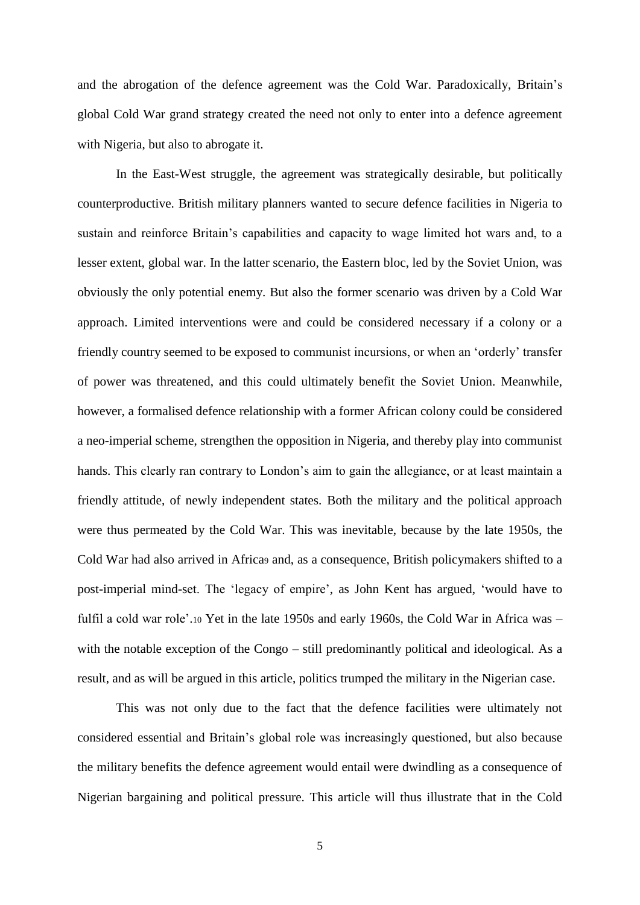and the abrogation of the defence agreement was the Cold War. Paradoxically, Britain's global Cold War grand strategy created the need not only to enter into a defence agreement with Nigeria, but also to abrogate it.

In the East-West struggle, the agreement was strategically desirable, but politically counterproductive. British military planners wanted to secure defence facilities in Nigeria to sustain and reinforce Britain's capabilities and capacity to wage limited hot wars and, to a lesser extent, global war. In the latter scenario, the Eastern bloc, led by the Soviet Union, was obviously the only potential enemy. But also the former scenario was driven by a Cold War approach. Limited interventions were and could be considered necessary if a colony or a friendly country seemed to be exposed to communist incursions, or when an 'orderly' transfer of power was threatened, and this could ultimately benefit the Soviet Union. Meanwhile, however, a formalised defence relationship with a former African colony could be considered a neo-imperial scheme, strengthen the opposition in Nigeria, and thereby play into communist hands. This clearly ran contrary to London's aim to gain the allegiance, or at least maintain a friendly attitude, of newly independent states. Both the military and the political approach were thus permeated by the Cold War. This was inevitable, because by the late 1950s, the Cold War had also arrived in Africa[9] and, as a consequence, British policymakers shifted to a post-imperial mind-set. The 'legacy of empire', as John Kent has argued, 'would have to fulfil a cold war role'.[10] Yet in the late 1950s and early 1960s, the Cold War in Africa was – with the notable exception of the Congo – still predominantly political and ideological. As a result, and as will be argued in this article, politics trumped the military in the Nigerian case.

This was not only due to the fact that the defence facilities were ultimately not considered essential and Britain's global role was increasingly questioned, but also because the military benefits the defence agreement would entail were dwindling as a consequence of Nigerian bargaining and political pressure. This article will thus illustrate that in the Cold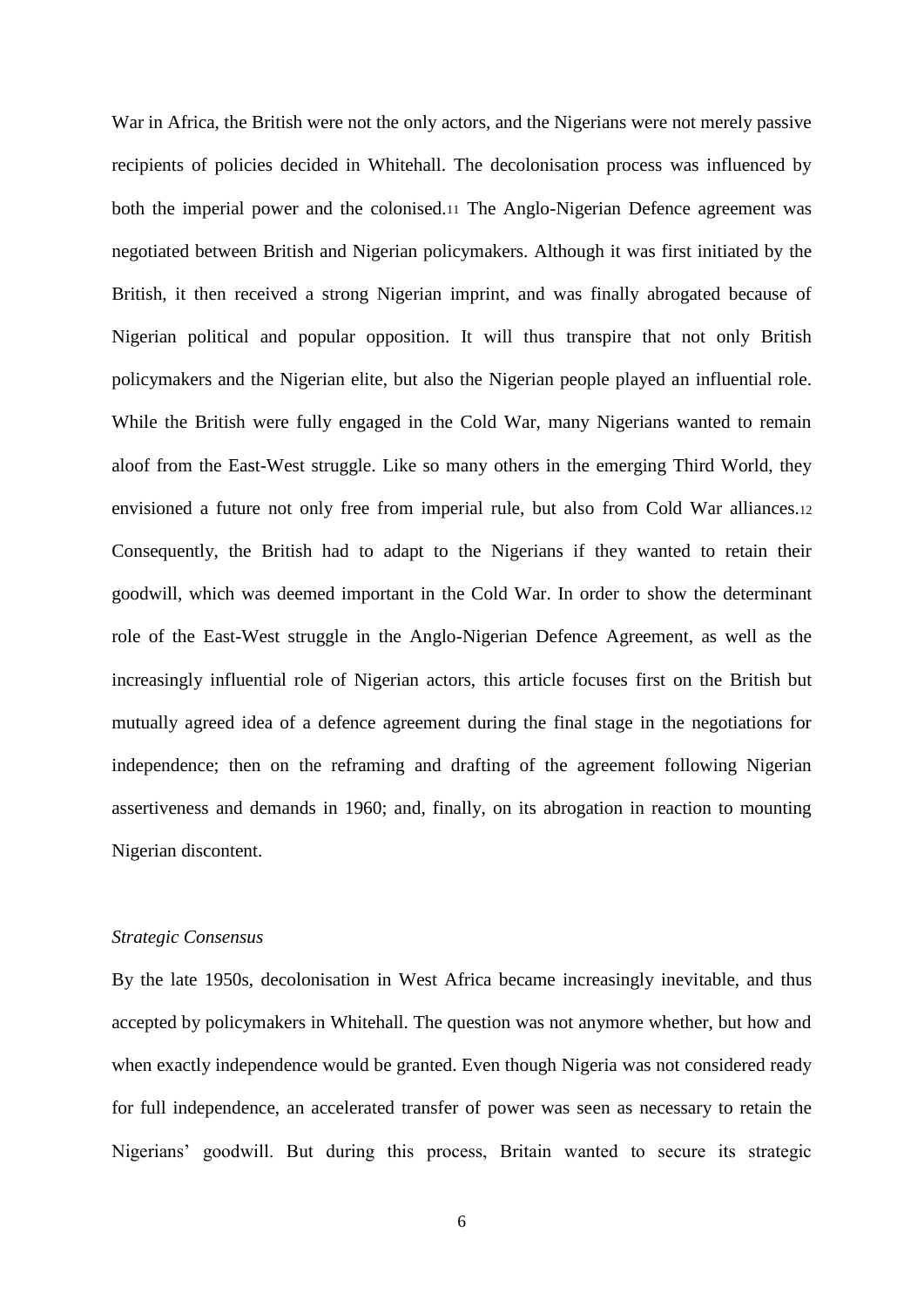War in Africa, the British were not the only actors, and the Nigerians were not merely passive recipients of policies decided in Whitehall. The decolonisation process was influenced by both the imperial power and the colonised.[11] The Anglo-Nigerian Defence agreement was negotiated between British and Nigerian policymakers. Although it was first initiated by the British, it then received a strong Nigerian imprint, and was finally abrogated because of Nigerian political and popular opposition. It will thus transpire that not only British policymakers and the Nigerian elite, but also the Nigerian people played an influential role. While the British were fully engaged in the Cold War, many Nigerians wanted to remain aloof from the East-West struggle. Like so many others in the emerging Third World, they envisioned a future not only free from imperial rule, but also from Cold War alliances.[12] Consequently, the British had to adapt to the Nigerians if they wanted to retain their goodwill, which was deemed important in the Cold War. In order to show the determinant role of the East-West struggle in the Anglo-Nigerian Defence Agreement, as well as the increasingly influential role of Nigerian actors, this article focuses first on the British but mutually agreed idea of a defence agreement during the final stage in the negotiations for independence; then on the reframing and drafting of the agreement following Nigerian assertiveness and demands in 1960; and, finally, on its abrogation in reaction to mounting Nigerian discontent.

*Strategic Consensus*

By the late 1950s, decolonisation in West Africa became increasingly inevitable, and thus accepted by policymakers in Whitehall. The question was not anymore whether, but how and when exactly independence would be granted. Even though Nigeria was not considered ready for full independence, an accelerated transfer of power was seen as necessary to retain the Nigerians' goodwill. But during this process, Britain wanted to secure its strategic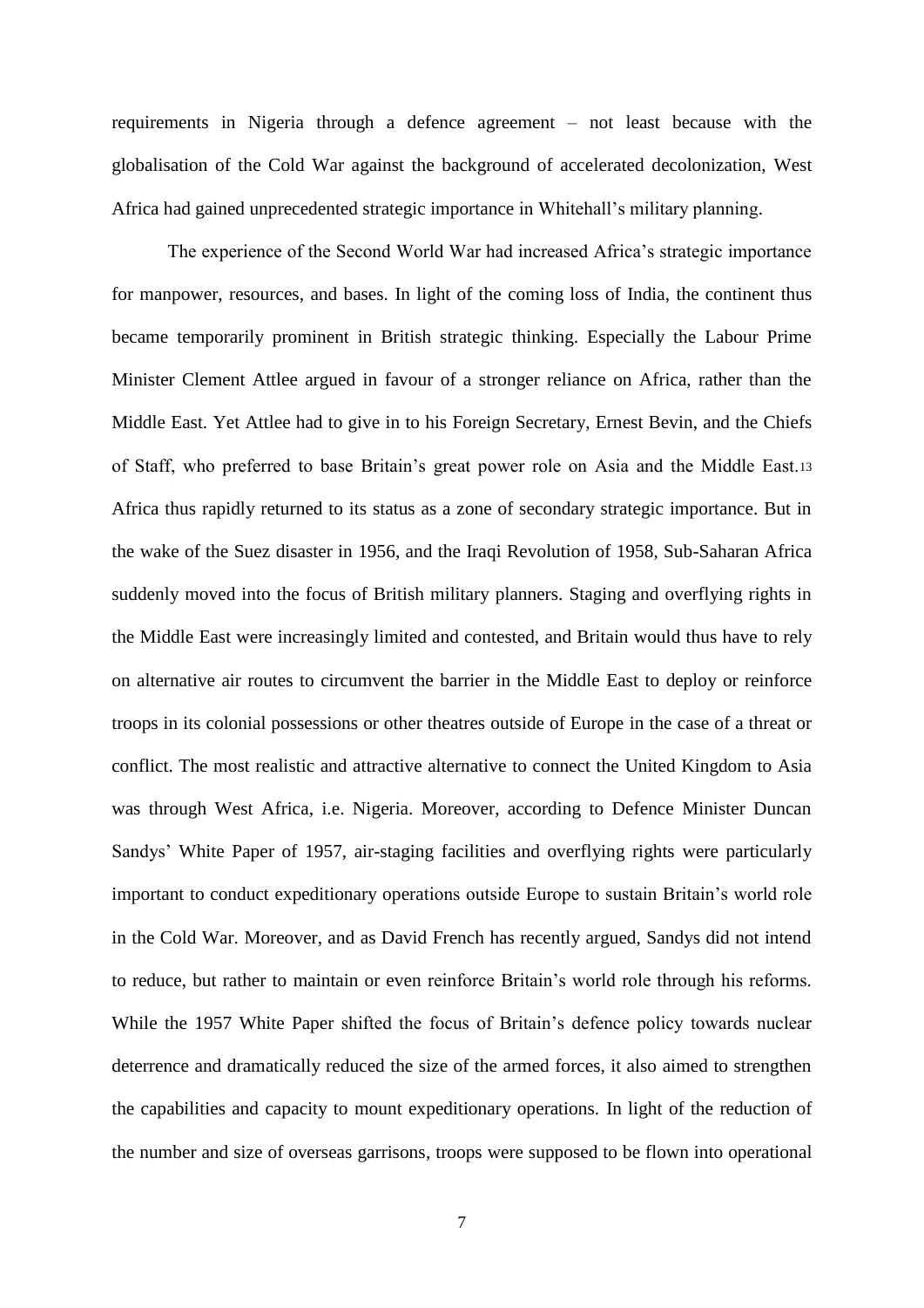requirements in Nigeria through a defence agreement – not least because with the globalisation of the Cold War against the background of accelerated decolonization, West Africa had gained unprecedented strategic importance in Whitehall's military planning.

The experience of the Second World War had increased Africa's strategic importance for manpower, resources, and bases. In light of the coming loss of India, the continent thus became temporarily prominent in British strategic thinking. Especially the Labour Prime Minister Clement Attlee argued in favour of a stronger reliance on Africa, rather than the Middle East. Yet Attlee had to give in to his Foreign Secretary, Ernest Bevin, and the Chiefs of Staff, who preferred to base Britain's great power role on Asia and the Middle East.[13] Africa thus rapidly returned to its status as a zone of secondary strategic importance. But in the wake of the Suez disaster in 1956, and the Iraqi Revolution of 1958, Sub-Saharan Africa suddenly moved into the focus of British military planners. Staging and overflying rights in the Middle East were increasingly limited and contested, and Britain would thus have to rely on alternative air routes to circumvent the barrier in the Middle East to deploy or reinforce troops in its colonial possessions or other theatres outside of Europe in the case of a threat or conflict. The most realistic and attractive alternative to connect the United Kingdom to Asia was through West Africa, i.e. Nigeria. Moreover, according to Defence Minister Duncan Sandys' White Paper of 1957, air-staging facilities and overflying rights were particularly important to conduct expeditionary operations outside Europe to sustain Britain's world role in the Cold War. Moreover, and as David French has recently argued, Sandys did not intend to reduce, but rather to maintain or even reinforce Britain's world role through his reforms. While the 1957 White Paper shifted the focus of Britain's defence policy towards nuclear deterrence and dramatically reduced the size of the armed forces, it also aimed to strengthen the capabilities and capacity to mount expeditionary operations. In light of the reduction of the number and size of overseas garrisons, troops were supposed to be flown into operational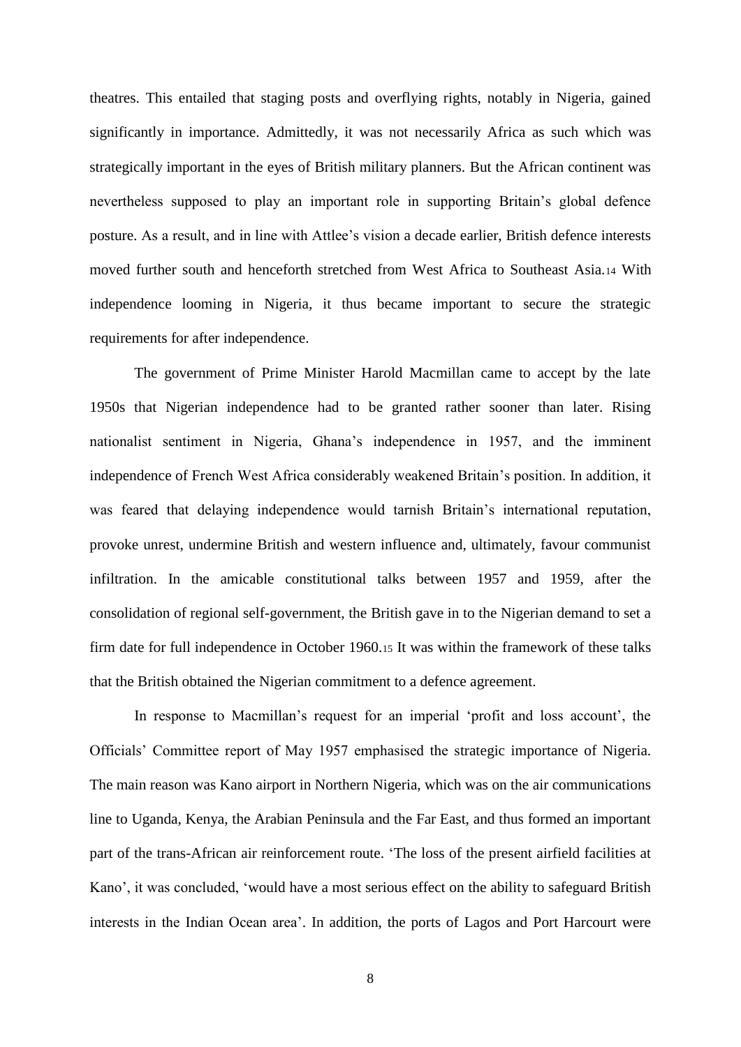theatres. This entailed that staging posts and overflying rights, notably in Nigeria, gained significantly in importance. Admittedly, it was not necessarily Africa as such which was strategically important in the eyes of British military planners. But the African continent was nevertheless supposed to play an important role in supporting Britain's global defence posture. As a result, and in line with Attlee's vision a decade earlier, British defence interests moved further south and henceforth stretched from West Africa to Southeast Asia.[14] With independence looming in Nigeria, it thus became important to secure the strategic requirements for after independence.

The government of Prime Minister Harold Macmillan came to accept by the late 1950s that Nigerian independence had to be granted rather sooner than later. Rising nationalist sentiment in Nigeria, Ghana's independence in 1957, and the imminent independence of French West Africa considerably weakened Britain's position. In addition, it was feared that delaying independence would tarnish Britain's international reputation, provoke unrest, undermine British and western influence and, ultimately, favour communist infiltration. In the amicable constitutional talks between 1957 and 1959, after the consolidation of regional self-government, the British gave in to the Nigerian demand to set a firm date for full independence in October 1960.[15] It was within the framework of these talks that the British obtained the Nigerian commitment to a defence agreement.

In response to Macmillan's request for an imperial 'profit and loss account', the Officials' Committee report of May 1957 emphasised the strategic importance of Nigeria. The main reason was Kano airport in Northern Nigeria, which was on the air communications line to Uganda, Kenya, the Arabian Peninsula and the Far East, and thus formed an important part of the trans-African air reinforcement route. 'The loss of the present airfield facilities at Kano', it was concluded, 'would have a most serious effect on the ability to safeguard British interests in the Indian Ocean area'. In addition, the ports of Lagos and Port Harcourt were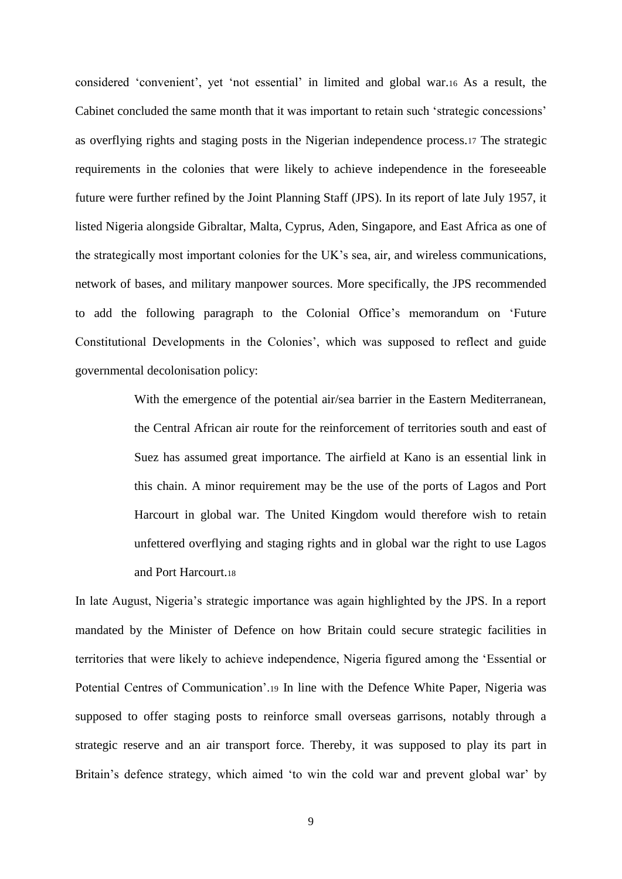considered 'convenient', yet 'not essential' in limited and global war.[16] As a result, the Cabinet concluded the same month that it was important to retain such 'strategic concessions' as overflying rights and staging posts in the Nigerian independence process.[17] The strategic requirements in the colonies that were likely to achieve independence in the foreseeable future were further refined by the Joint Planning Staff (JPS). In its report of late July 1957, it listed Nigeria alongside Gibraltar, Malta, Cyprus, Aden, Singapore, and East Africa as one of the strategically most important colonies for the UK's sea, air, and wireless communications, network of bases, and military manpower sources. More specifically, the JPS recommended to add the following paragraph to the Colonial Office's memorandum on 'Future Constitutional Developments in the Colonies', which was supposed to reflect and guide governmental decolonisation policy:

> With the emergence of the potential air/sea barrier in the Eastern Mediterranean, the Central African air route for the reinforcement of territories south and east of Suez has assumed great importance. The airfield at Kano is an essential link in this chain. A minor requirement may be the use of the ports of Lagos and Port Harcourt in global war. The United Kingdom would therefore wish to retain unfettered overflying and staging rights and in global war the right to use Lagos and Port Harcourt.[18]

In late August, Nigeria's strategic importance was again highlighted by the JPS. In a report mandated by the Minister of Defence on how Britain could secure strategic facilities in territories that were likely to achieve independence, Nigeria figured among the 'Essential or Potential Centres of Communication'.[19] In line with the Defence White Paper, Nigeria was supposed to offer staging posts to reinforce small overseas garrisons, notably through a strategic reserve and an air transport force. Thereby, it was supposed to play its part in Britain's defence strategy, which aimed 'to win the cold war and prevent global war' by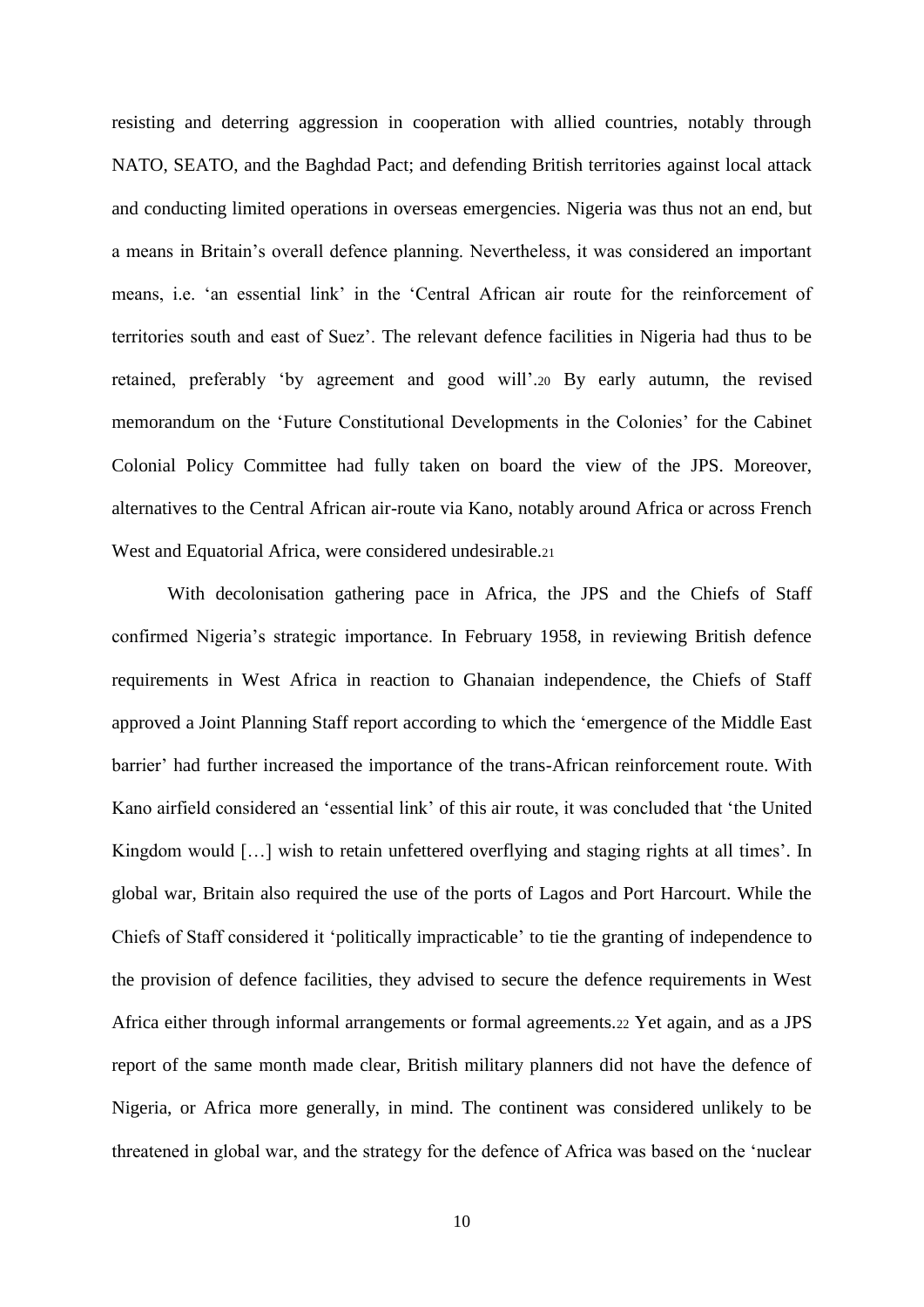resisting and deterring aggression in cooperation with allied countries, notably through NATO, SEATO, and the Baghdad Pact; and defending British territories against local attack and conducting limited operations in overseas emergencies. Nigeria was thus not an end, but a means in Britain's overall defence planning. Nevertheless, it was considered an important means, i.e. 'an essential link' in the 'Central African air route for the reinforcement of territories south and east of Suez'. The relevant defence facilities in Nigeria had thus to be retained, preferably 'by agreement and good will'.[20] By early autumn, the revised memorandum on the 'Future Constitutional Developments in the Colonies' for the Cabinet Colonial Policy Committee had fully taken on board the view of the JPS. Moreover, alternatives to the Central African air-route via Kano, notably around Africa or across French West and Equatorial Africa, were considered undesirable.[21]

With decolonisation gathering pace in Africa, the JPS and the Chiefs of Staff confirmed Nigeria's strategic importance. In February 1958, in reviewing British defence requirements in West Africa in reaction to Ghanaian independence, the Chiefs of Staff approved a Joint Planning Staff report according to which the 'emergence of the Middle East barrier' had further increased the importance of the trans-African reinforcement route. With Kano airfield considered an 'essential link' of this air route, it was concluded that 'the United Kingdom would […] wish to retain unfettered overflying and staging rights at all times'. In global war, Britain also required the use of the ports of Lagos and Port Harcourt. While the Chiefs of Staff considered it 'politically impracticable' to tie the granting of independence to the provision of defence facilities, they advised to secure the defence requirements in West Africa either through informal arrangements or formal agreements.[22] Yet again, and as a JPS report of the same month made clear, British military planners did not have the defence of Nigeria, or Africa more generally, in mind. The continent was considered unlikely to be threatened in global war, and the strategy for the defence of Africa was based on the 'nuclear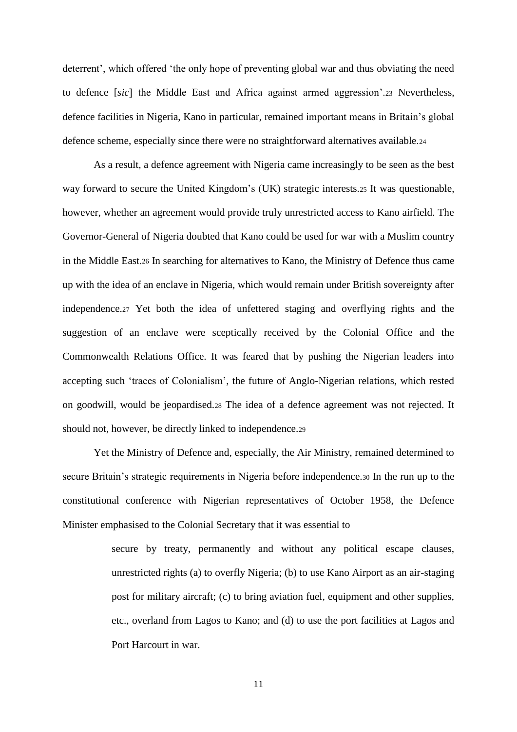deterrent', which offered 'the only hope of preventing global war and thus obviating the need to defence [*sic*] the Middle East and Africa against armed aggression'.[23] Nevertheless, defence facilities in Nigeria, Kano in particular, remained important means in Britain's global defence scheme, especially since there were no straightforward alternatives available.[24]

As a result, a defence agreement with Nigeria came increasingly to be seen as the best way forward to secure the United Kingdom's (UK) strategic interests.[25] It was questionable, however, whether an agreement would provide truly unrestricted access to Kano airfield. The Governor-General of Nigeria doubted that Kano could be used for war with a Muslim country in the Middle East.[26] In searching for alternatives to Kano, the Ministry of Defence thus came up with the idea of an enclave in Nigeria, which would remain under British sovereignty after independence.[27] Yet both the idea of unfettered staging and overflying rights and the suggestion of an enclave were sceptically received by the Colonial Office and the Commonwealth Relations Office. It was feared that by pushing the Nigerian leaders into accepting such 'traces of Colonialism', the future of Anglo-Nigerian relations, which rested on goodwill, would be jeopardised.[28] The idea of a defence agreement was not rejected. It should not, however, be directly linked to independence.[29]

Yet the Ministry of Defence and, especially, the Air Ministry, remained determined to secure Britain's strategic requirements in Nigeria before independence.[30] In the run up to the constitutional conference with Nigerian representatives of October 1958, the Defence Minister emphasised to the Colonial Secretary that it was essential to

> secure by treaty, permanently and without any political escape clauses, unrestricted rights (a) to overfly Nigeria; (b) to use Kano Airport as an air-staging post for military aircraft; (c) to bring aviation fuel, equipment and other supplies, etc., overland from Lagos to Kano; and (d) to use the port facilities at Lagos and Port Harcourt in war.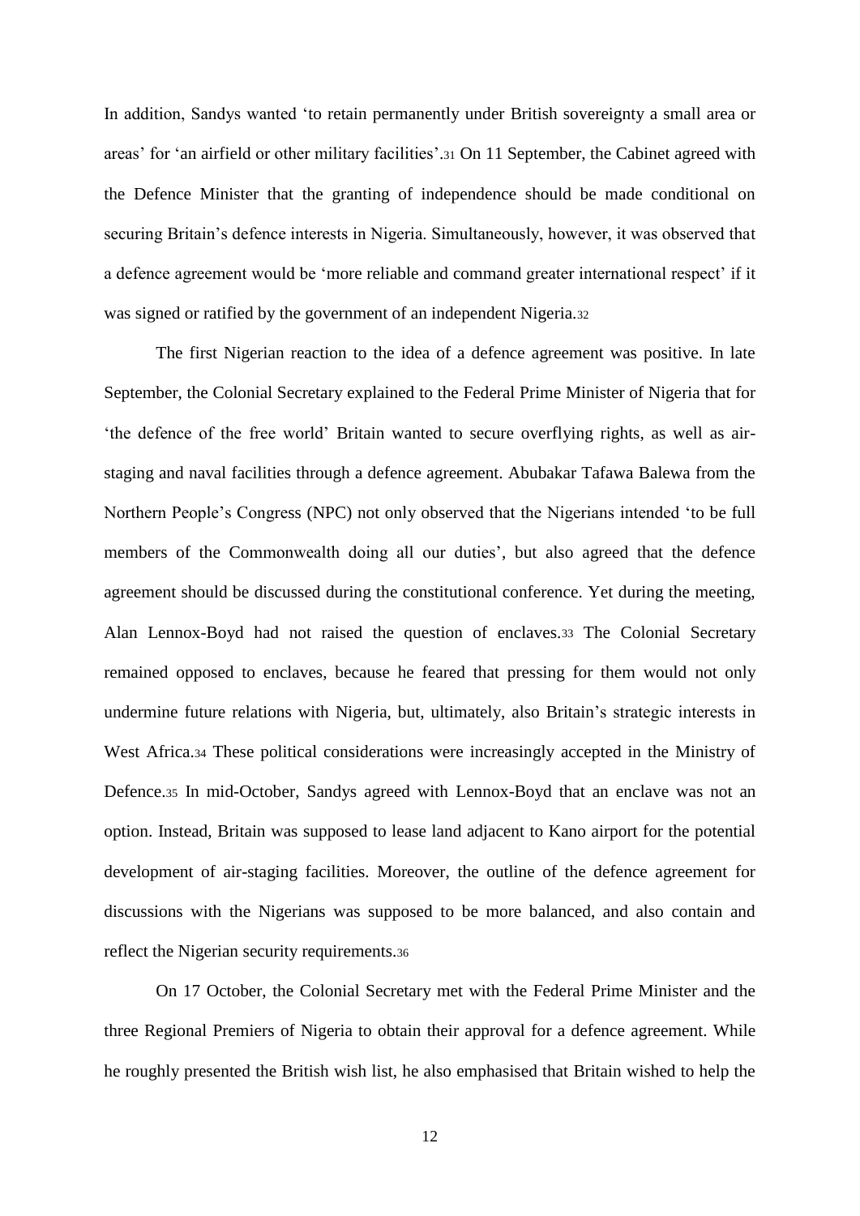In addition, Sandys wanted 'to retain permanently under British sovereignty a small area or areas' for 'an airfield or other military facilities'.[31] On 11 September, the Cabinet agreed with the Defence Minister that the granting of independence should be made conditional on securing Britain's defence interests in Nigeria. Simultaneously, however, it was observed that a defence agreement would be 'more reliable and command greater international respect' if it was signed or ratified by the government of an independent Nigeria.[32]

The first Nigerian reaction to the idea of a defence agreement was positive. In late September, the Colonial Secretary explained to the Federal Prime Minister of Nigeria that for 'the defence of the free world' Britain wanted to secure overflying rights, as well as air-staging and naval facilities through a defence agreement. Abubakar Tafawa Balewa from the Northern People's Congress (NPC) not only observed that the Nigerians intended 'to be full members of the Commonwealth doing all our duties', but also agreed that the defence agreement should be discussed during the constitutional conference. Yet during the meeting, Alan Lennox-Boyd had not raised the question of enclaves.[33] The Colonial Secretary remained opposed to enclaves, because he feared that pressing for them would not only undermine future relations with Nigeria, but, ultimately, also Britain's strategic interests in West Africa.[34] These political considerations were increasingly accepted in the Ministry of Defence.[35] In mid-October, Sandys agreed with Lennox-Boyd that an enclave was not an option. Instead, Britain was supposed to lease land adjacent to Kano airport for the potential development of air-staging facilities. Moreover, the outline of the defence agreement for discussions with the Nigerians was supposed to be more balanced, and also contain and reflect the Nigerian security requirements.[36]

On 17 October, the Colonial Secretary met with the Federal Prime Minister and the three Regional Premiers of Nigeria to obtain their approval for a defence agreement. While he roughly presented the British wish list, he also emphasised that Britain wished to help the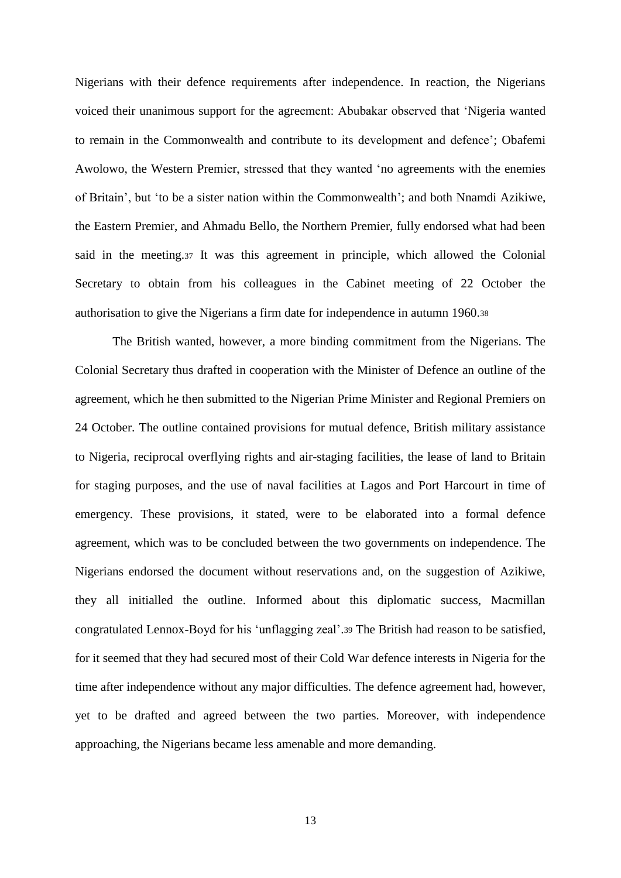Nigerians with their defence requirements after independence. In reaction, the Nigerians voiced their unanimous support for the agreement: Abubakar observed that 'Nigeria wanted to remain in the Commonwealth and contribute to its development and defence'; Obafemi Awolowo, the Western Premier, stressed that they wanted 'no agreements with the enemies of Britain', but 'to be a sister nation within the Commonwealth'; and both Nnamdi Azikiwe, the Eastern Premier, and Ahmadu Bello, the Northern Premier, fully endorsed what had been said in the meeting.[37] It was this agreement in principle, which allowed the Colonial Secretary to obtain from his colleagues in the Cabinet meeting of 22 October the authorisation to give the Nigerians a firm date for independence in autumn 1960.[38]

The British wanted, however, a more binding commitment from the Nigerians. The Colonial Secretary thus drafted in cooperation with the Minister of Defence an outline of the agreement, which he then submitted to the Nigerian Prime Minister and Regional Premiers on 24 October. The outline contained provisions for mutual defence, British military assistance to Nigeria, reciprocal overflying rights and air-staging facilities, the lease of land to Britain for staging purposes, and the use of naval facilities at Lagos and Port Harcourt in time of emergency. These provisions, it stated, were to be elaborated into a formal defence agreement, which was to be concluded between the two governments on independence. The Nigerians endorsed the document without reservations and, on the suggestion of Azikiwe, they all initialled the outline. Informed about this diplomatic success, Macmillan congratulated Lennox-Boyd for his 'unflagging zeal'.[39] The British had reason to be satisfied, for it seemed that they had secured most of their Cold War defence interests in Nigeria for the time after independence without any major difficulties. The defence agreement had, however, yet to be drafted and agreed between the two parties. Moreover, with independence approaching, the Nigerians became less amenable and more demanding.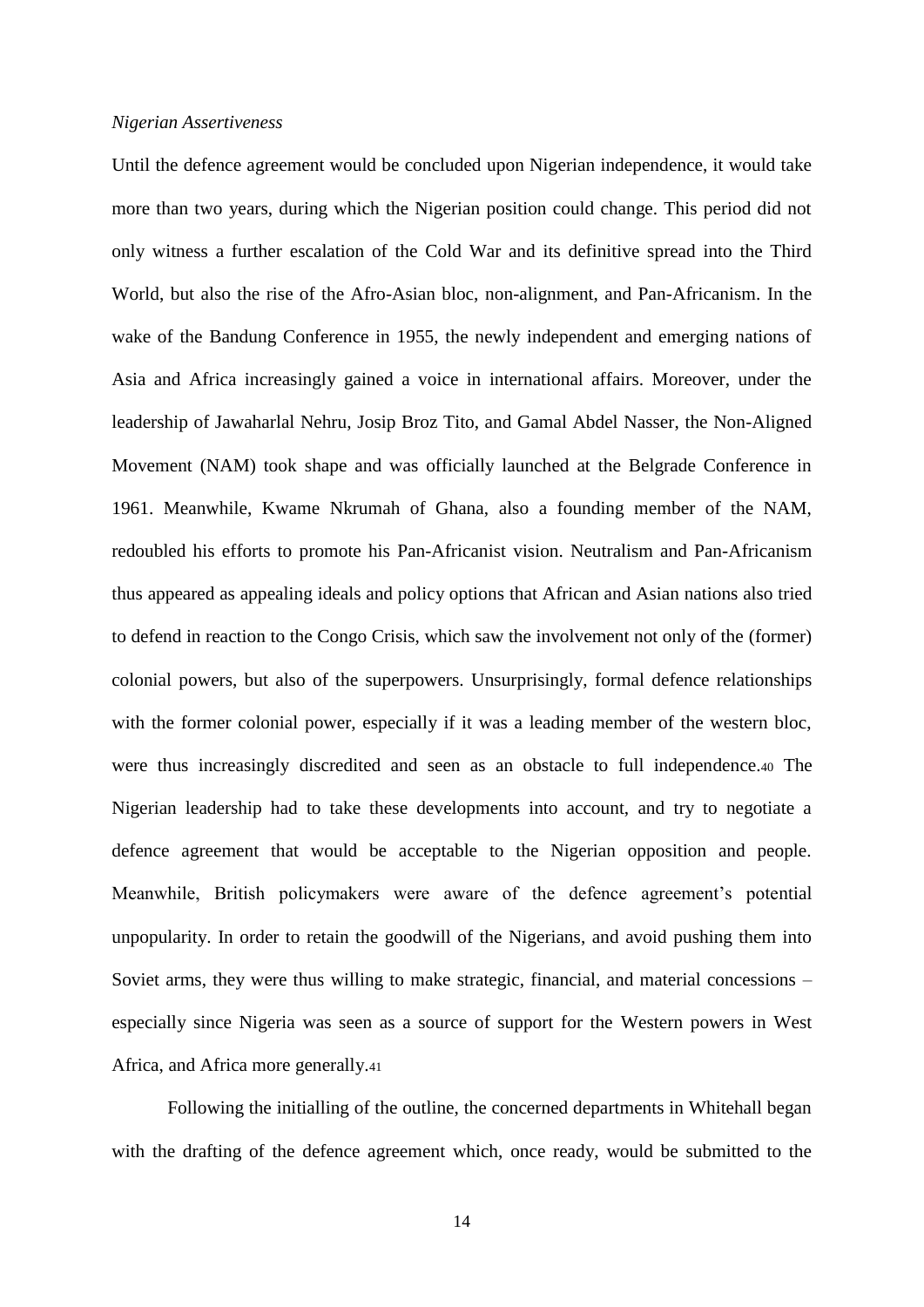*Nigerian Assertiveness*

Until the defence agreement would be concluded upon Nigerian independence, it would take more than two years, during which the Nigerian position could change. This period did not only witness a further escalation of the Cold War and its definitive spread into the Third World, but also the rise of the Afro-Asian bloc, non-alignment, and Pan-Africanism. In the wake of the Bandung Conference in 1955, the newly independent and emerging nations of Asia and Africa increasingly gained a voice in international affairs. Moreover, under the leadership of Jawaharlal Nehru, Josip Broz Tito, and Gamal Abdel Nasser, the Non-Aligned Movement (NAM) took shape and was officially launched at the Belgrade Conference in 1961. Meanwhile, Kwame Nkrumah of Ghana, also a founding member of the NAM, redoubled his efforts to promote his Pan-Africanist vision. Neutralism and Pan-Africanism thus appeared as appealing ideals and policy options that African and Asian nations also tried to defend in reaction to the Congo Crisis, which saw the involvement not only of the (former) colonial powers, but also of the superpowers. Unsurprisingly, formal defence relationships with the former colonial power, especially if it was a leading member of the western bloc, were thus increasingly discredited and seen as an obstacle to full independence.[40] The Nigerian leadership had to take these developments into account, and try to negotiate a defence agreement that would be acceptable to the Nigerian opposition and people. Meanwhile, British policymakers were aware of the defence agreement's potential unpopularity. In order to retain the goodwill of the Nigerians, and avoid pushing them into Soviet arms, they were thus willing to make strategic, financial, and material concessions – especially since Nigeria was seen as a source of support for the Western powers in West Africa, and Africa more generally.[41]

Following the initialling of the outline, the concerned departments in Whitehall began with the drafting of the defence agreement which, once ready, would be submitted to the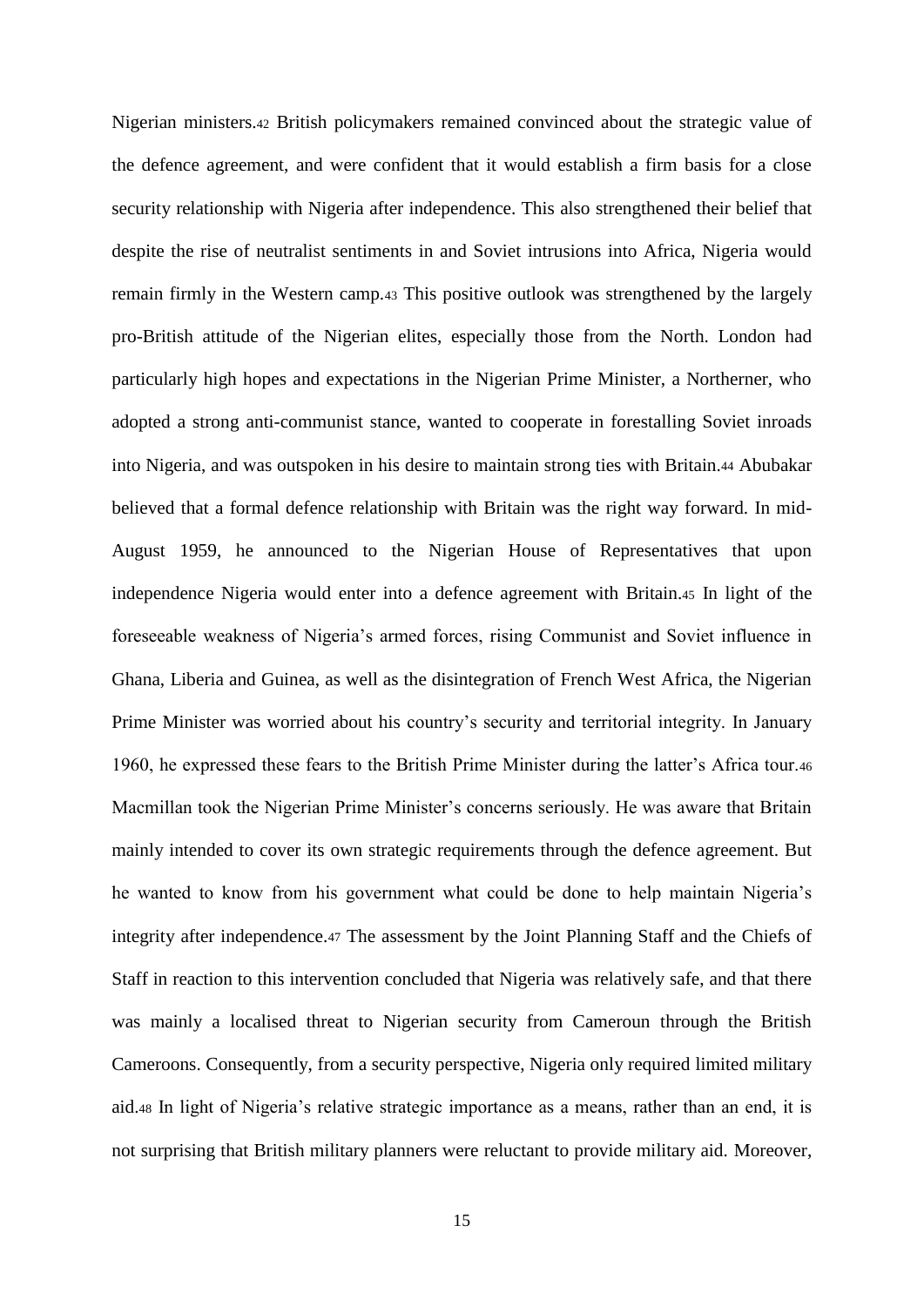Nigerian ministers.[42] British policymakers remained convinced about the strategic value of the defence agreement, and were confident that it would establish a firm basis for a close security relationship with Nigeria after independence. This also strengthened their belief that despite the rise of neutralist sentiments in and Soviet intrusions into Africa, Nigeria would remain firmly in the Western camp.[43] This positive outlook was strengthened by the largely pro-British attitude of the Nigerian elites, especially those from the North. London had particularly high hopes and expectations in the Nigerian Prime Minister, a Northerner, who adopted a strong anti-communist stance, wanted to cooperate in forestalling Soviet inroads into Nigeria, and was outspoken in his desire to maintain strong ties with Britain.[44] Abubakar believed that a formal defence relationship with Britain was the right way forward. In mid-August 1959, he announced to the Nigerian House of Representatives that upon independence Nigeria would enter into a defence agreement with Britain.[45] In light of the foreseeable weakness of Nigeria's armed forces, rising Communist and Soviet influence in Ghana, Liberia and Guinea, as well as the disintegration of French West Africa, the Nigerian Prime Minister was worried about his country's security and territorial integrity. In January 1960, he expressed these fears to the British Prime Minister during the latter's Africa tour.[46] Macmillan took the Nigerian Prime Minister's concerns seriously. He was aware that Britain mainly intended to cover its own strategic requirements through the defence agreement. But he wanted to know from his government what could be done to help maintain Nigeria's integrity after independence.[47] The assessment by the Joint Planning Staff and the Chiefs of Staff in reaction to this intervention concluded that Nigeria was relatively safe, and that there was mainly a localised threat to Nigerian security from Cameroun through the British Cameroons. Consequently, from a security perspective, Nigeria only required limited military aid.[48] In light of Nigeria's relative strategic importance as a means, rather than an end, it is not surprising that British military planners were reluctant to provide military aid. Moreover,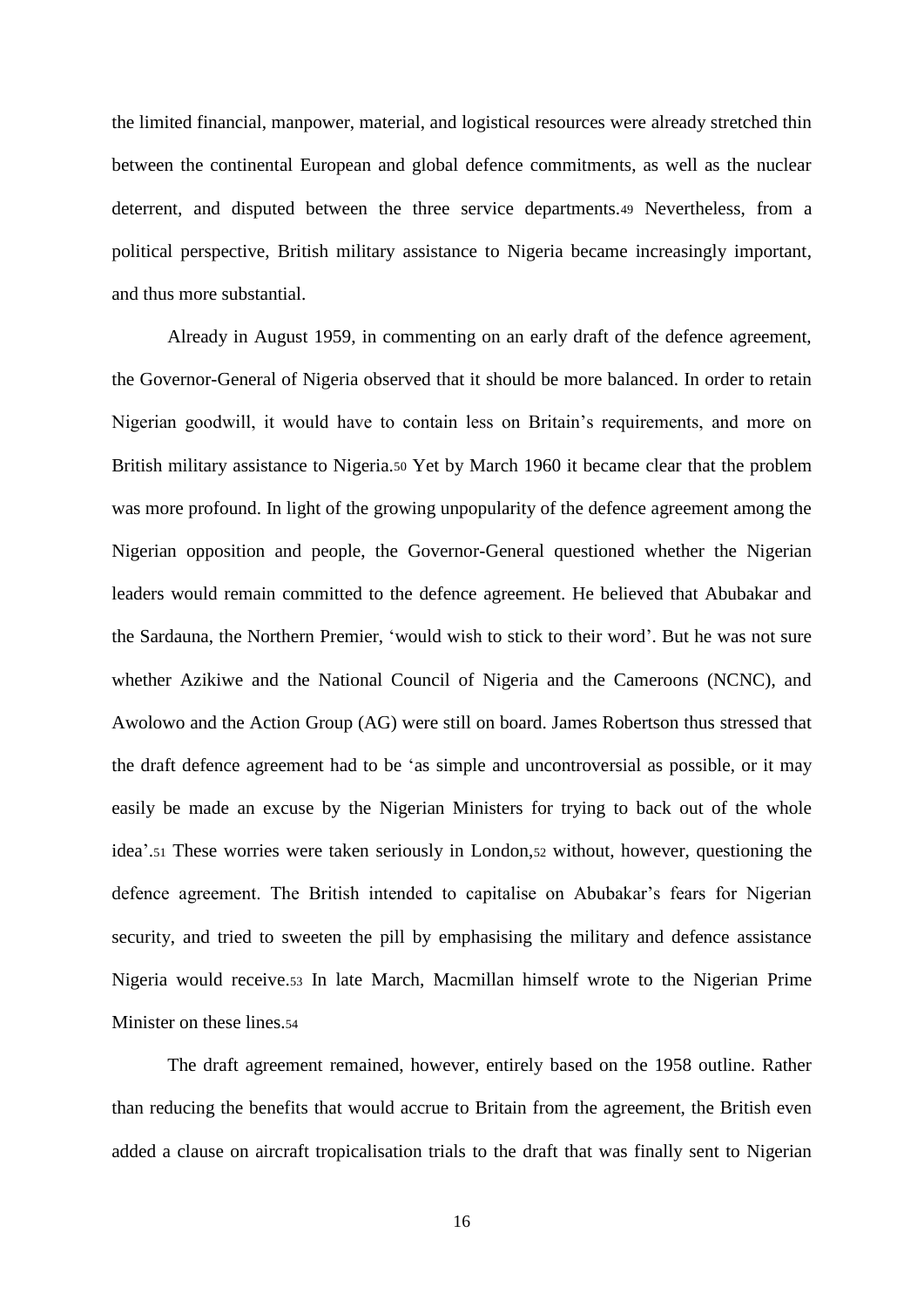the limited financial, manpower, material, and logistical resources were already stretched thin between the continental European and global defence commitments, as well as the nuclear deterrent, and disputed between the three service departments.[49] Nevertheless, from a political perspective, British military assistance to Nigeria became increasingly important, and thus more substantial.

Already in August 1959, in commenting on an early draft of the defence agreement, the Governor-General of Nigeria observed that it should be more balanced. In order to retain Nigerian goodwill, it would have to contain less on Britain's requirements, and more on British military assistance to Nigeria.[50] Yet by March 1960 it became clear that the problem was more profound. In light of the growing unpopularity of the defence agreement among the Nigerian opposition and people, the Governor-General questioned whether the Nigerian leaders would remain committed to the defence agreement. He believed that Abubakar and the Sardauna, the Northern Premier, 'would wish to stick to their word'. But he was not sure whether Azikiwe and the National Council of Nigeria and the Cameroons (NCNC), and Awolowo and the Action Group (AG) were still on board. James Robertson thus stressed that the draft defence agreement had to be 'as simple and uncontroversial as possible, or it may easily be made an excuse by the Nigerian Ministers for trying to back out of the whole idea'.[51] These worries were taken seriously in London,[52] without, however, questioning the defence agreement. The British intended to capitalise on Abubakar's fears for Nigerian security, and tried to sweeten the pill by emphasising the military and defence assistance Nigeria would receive.[53] In late March, Macmillan himself wrote to the Nigerian Prime Minister on these lines.[54]

The draft agreement remained, however, entirely based on the 1958 outline. Rather than reducing the benefits that would accrue to Britain from the agreement, the British even added a clause on aircraft tropicalisation trials to the draft that was finally sent to Nigerian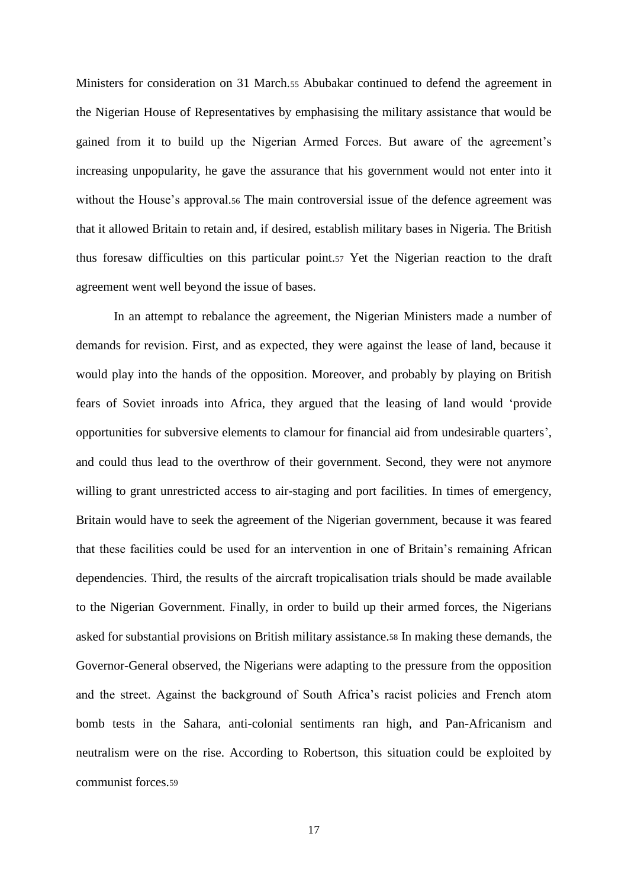Ministers for consideration on 31 March.[55] Abubakar continued to defend the agreement in the Nigerian House of Representatives by emphasising the military assistance that would be gained from it to build up the Nigerian Armed Forces. But aware of the agreement's increasing unpopularity, he gave the assurance that his government would not enter into it without the House's approval.[56] The main controversial issue of the defence agreement was that it allowed Britain to retain and, if desired, establish military bases in Nigeria. The British thus foresaw difficulties on this particular point.[57] Yet the Nigerian reaction to the draft agreement went well beyond the issue of bases.

In an attempt to rebalance the agreement, the Nigerian Ministers made a number of demands for revision. First, and as expected, they were against the lease of land, because it would play into the hands of the opposition. Moreover, and probably by playing on British fears of Soviet inroads into Africa, they argued that the leasing of land would 'provide opportunities for subversive elements to clamour for financial aid from undesirable quarters', and could thus lead to the overthrow of their government. Second, they were not anymore willing to grant unrestricted access to air-staging and port facilities. In times of emergency, Britain would have to seek the agreement of the Nigerian government, because it was feared that these facilities could be used for an intervention in one of Britain's remaining African dependencies. Third, the results of the aircraft tropicalisation trials should be made available to the Nigerian Government. Finally, in order to build up their armed forces, the Nigerians asked for substantial provisions on British military assistance.[58] In making these demands, the Governor-General observed, the Nigerians were adapting to the pressure from the opposition and the street. Against the background of South Africa's racist policies and French atom bomb tests in the Sahara, anti-colonial sentiments ran high, and Pan-Africanism and neutralism were on the rise. According to Robertson, this situation could be exploited by communist forces.[59]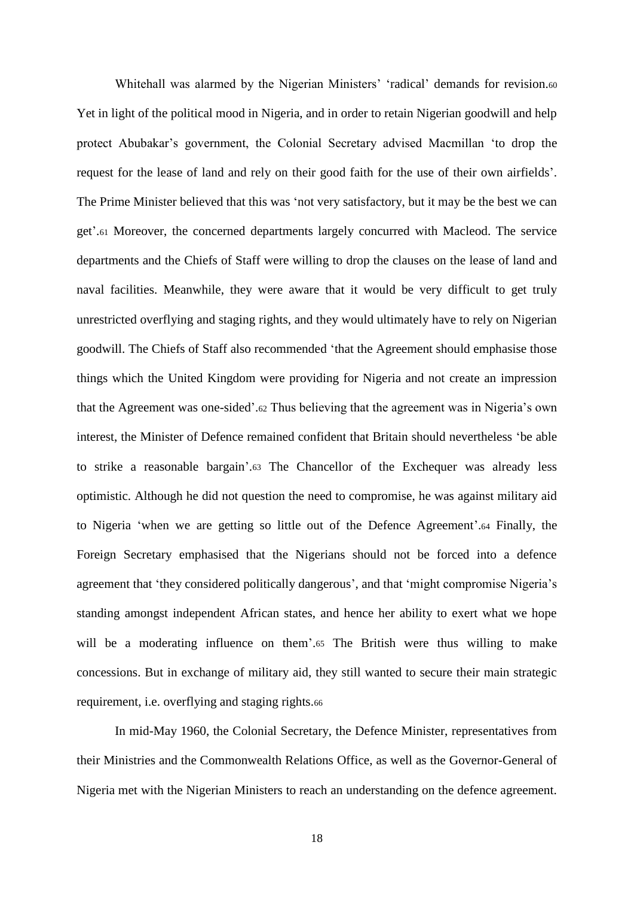Whitehall was alarmed by the Nigerian Ministers' 'radical' demands for revision.[60] Yet in light of the political mood in Nigeria, and in order to retain Nigerian goodwill and help protect Abubakar's government, the Colonial Secretary advised Macmillan 'to drop the request for the lease of land and rely on their good faith for the use of their own airfields'. The Prime Minister believed that this was 'not very satisfactory, but it may be the best we can get'.[61] Moreover, the concerned departments largely concurred with Macleod. The service departments and the Chiefs of Staff were willing to drop the clauses on the lease of land and naval facilities. Meanwhile, they were aware that it would be very difficult to get truly unrestricted overflying and staging rights, and they would ultimately have to rely on Nigerian goodwill. The Chiefs of Staff also recommended 'that the Agreement should emphasise those things which the United Kingdom were providing for Nigeria and not create an impression that the Agreement was one-sided'.[62] Thus believing that the agreement was in Nigeria's own interest, the Minister of Defence remained confident that Britain should nevertheless 'be able to strike a reasonable bargain'.[63] The Chancellor of the Exchequer was already less optimistic. Although he did not question the need to compromise, he was against military aid to Nigeria 'when we are getting so little out of the Defence Agreement'.[64] Finally, the Foreign Secretary emphasised that the Nigerians should not be forced into a defence agreement that 'they considered politically dangerous', and that 'might compromise Nigeria's standing amongst independent African states, and hence her ability to exert what we hope will be a moderating influence on them'.[65] The British were thus willing to make concessions. But in exchange of military aid, they still wanted to secure their main strategic requirement, i.e. overflying and staging rights.[66]

In mid-May 1960, the Colonial Secretary, the Defence Minister, representatives from their Ministries and the Commonwealth Relations Office, as well as the Governor-General of Nigeria met with the Nigerian Ministers to reach an understanding on the defence agreement.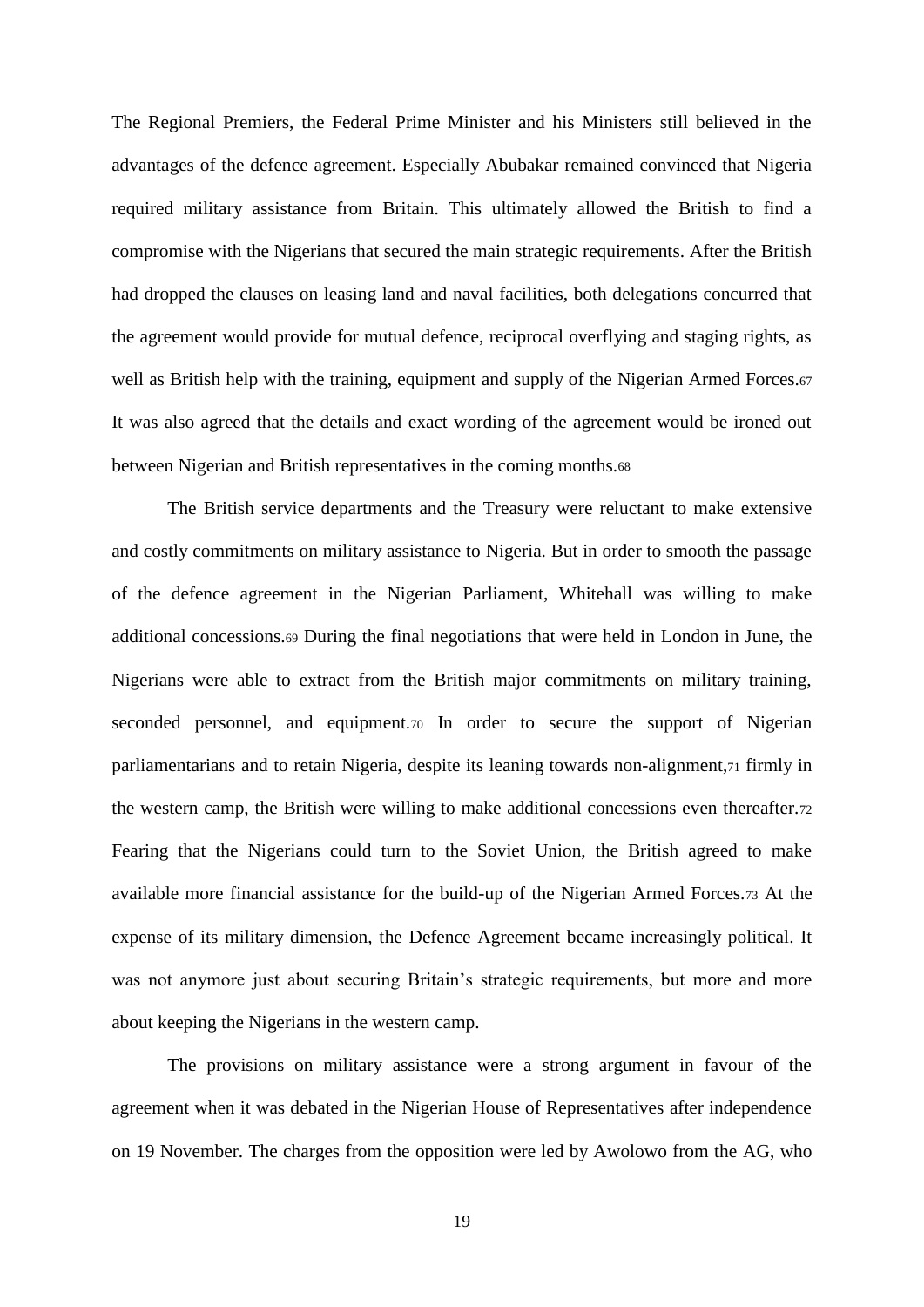The Regional Premiers, the Federal Prime Minister and his Ministers still believed in the advantages of the defence agreement. Especially Abubakar remained convinced that Nigeria required military assistance from Britain. This ultimately allowed the British to find a compromise with the Nigerians that secured the main strategic requirements. After the British had dropped the clauses on leasing land and naval facilities, both delegations concurred that the agreement would provide for mutual defence, reciprocal overflying and staging rights, as well as British help with the training, equipment and supply of the Nigerian Armed Forces.[67] It was also agreed that the details and exact wording of the agreement would be ironed out between Nigerian and British representatives in the coming months.[68]

The British service departments and the Treasury were reluctant to make extensive and costly commitments on military assistance to Nigeria. But in order to smooth the passage of the defence agreement in the Nigerian Parliament, Whitehall was willing to make additional concessions.[69] During the final negotiations that were held in London in June, the Nigerians were able to extract from the British major commitments on military training, seconded personnel, and equipment.[70] In order to secure the support of Nigerian parliamentarians and to retain Nigeria, despite its leaning towards non-alignment,[71] firmly in the western camp, the British were willing to make additional concessions even thereafter.[72] Fearing that the Nigerians could turn to the Soviet Union, the British agreed to make available more financial assistance for the build-up of the Nigerian Armed Forces.[73] At the expense of its military dimension, the Defence Agreement became increasingly political. It was not anymore just about securing Britain's strategic requirements, but more and more about keeping the Nigerians in the western camp.

The provisions on military assistance were a strong argument in favour of the agreement when it was debated in the Nigerian House of Representatives after independence on 19 November. The charges from the opposition were led by Awolowo from the AG, who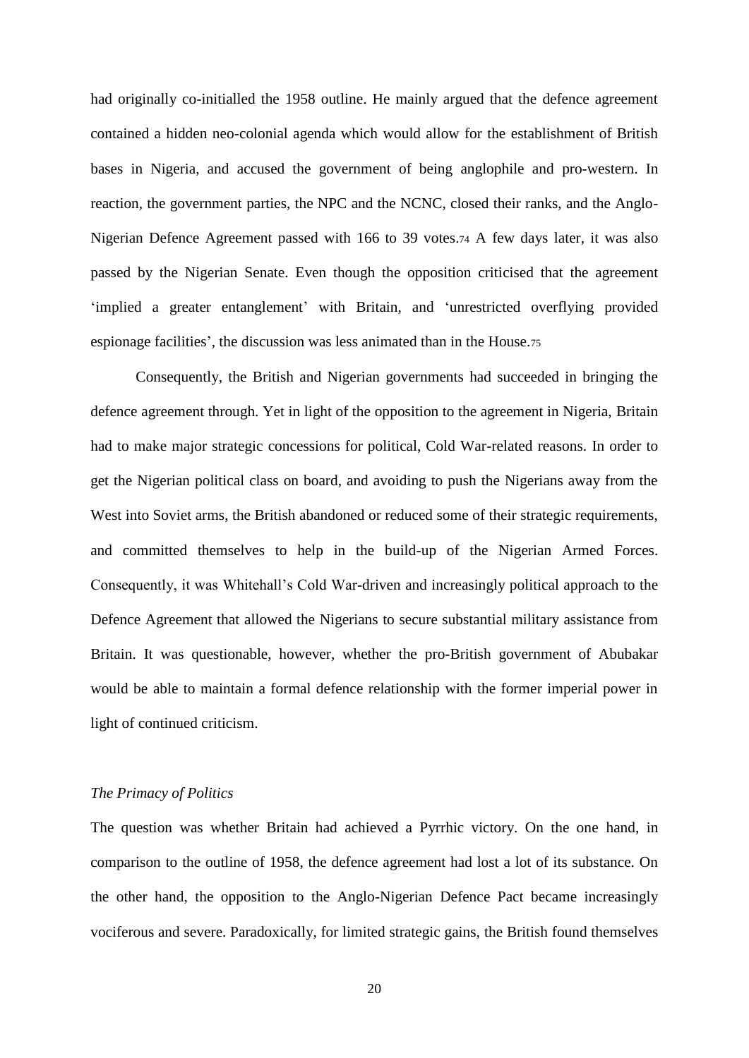had originally co-initialled the 1958 outline. He mainly argued that the defence agreement contained a hidden neo-colonial agenda which would allow for the establishment of British bases in Nigeria, and accused the government of being anglophile and pro-western. In reaction, the government parties, the NPC and the NCNC, closed their ranks, and the Anglo-Nigerian Defence Agreement passed with 166 to 39 votes.[74] A few days later, it was also passed by the Nigerian Senate. Even though the opposition criticised that the agreement 'implied a greater entanglement' with Britain, and 'unrestricted overflying provided espionage facilities', the discussion was less animated than in the House.[75]

Consequently, the British and Nigerian governments had succeeded in bringing the defence agreement through. Yet in light of the opposition to the agreement in Nigeria, Britain had to make major strategic concessions for political, Cold War-related reasons. In order to get the Nigerian political class on board, and avoiding to push the Nigerians away from the West into Soviet arms, the British abandoned or reduced some of their strategic requirements, and committed themselves to help in the build-up of the Nigerian Armed Forces. Consequently, it was Whitehall's Cold War-driven and increasingly political approach to the Defence Agreement that allowed the Nigerians to secure substantial military assistance from Britain. It was questionable, however, whether the pro-British government of Abubakar would be able to maintain a formal defence relationship with the former imperial power in light of continued criticism.

### *The Primacy of Politics*

The question was whether Britain had achieved a Pyrrhic victory. On the one hand, in comparison to the outline of 1958, the defence agreement had lost a lot of its substance. On the other hand, the opposition to the Anglo-Nigerian Defence Pact became increasingly vociferous and severe. Paradoxically, for limited strategic gains, the British found themselves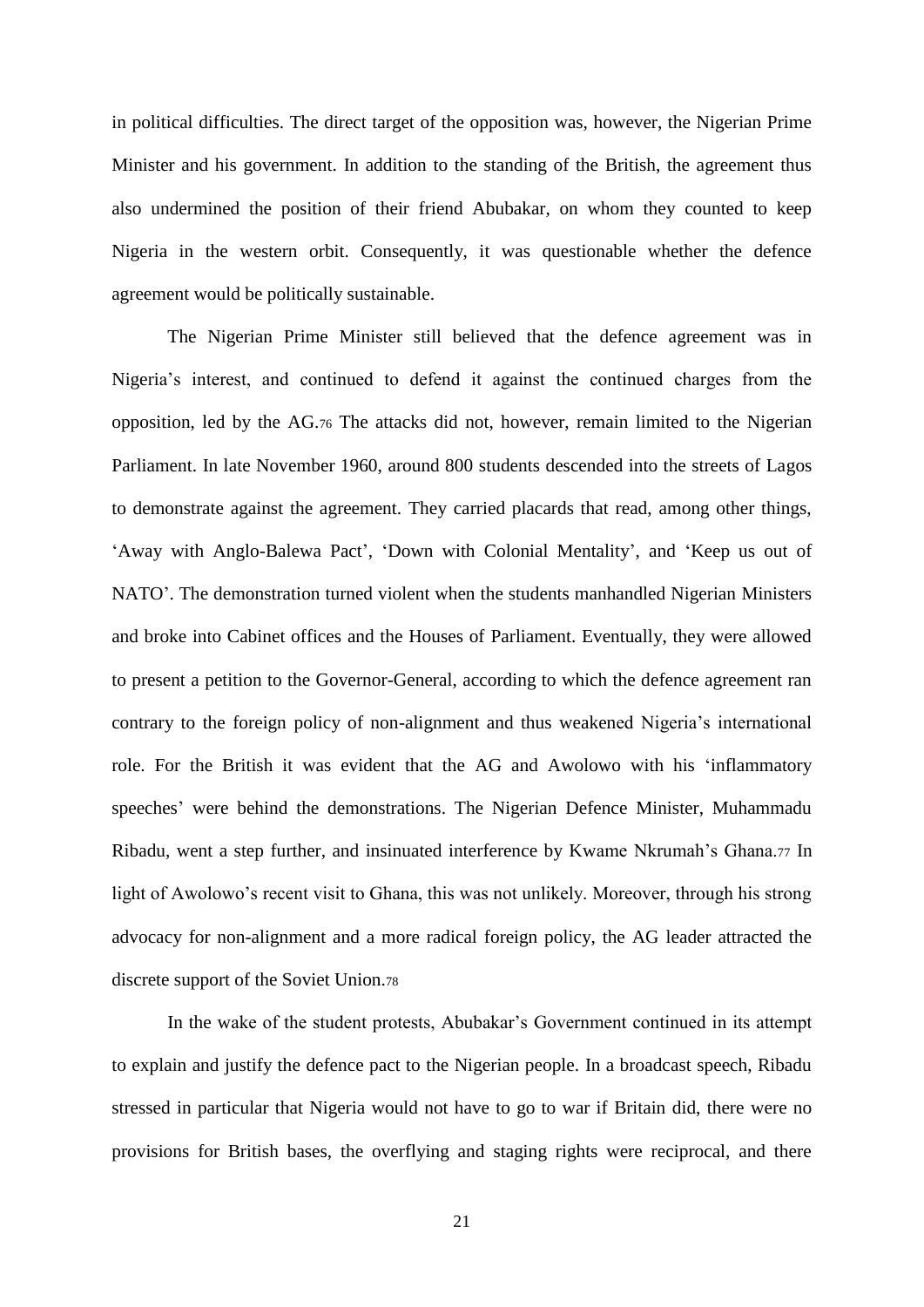in political difficulties. The direct target of the opposition was, however, the Nigerian Prime Minister and his government. In addition to the standing of the British, the agreement thus also undermined the position of their friend Abubakar, on whom they counted to keep Nigeria in the western orbit. Consequently, it was questionable whether the defence agreement would be politically sustainable.

The Nigerian Prime Minister still believed that the defence agreement was in Nigeria's interest, and continued to defend it against the continued charges from the opposition, led by the AG.[76] The attacks did not, however, remain limited to the Nigerian Parliament. In late November 1960, around 800 students descended into the streets of Lagos to demonstrate against the agreement. They carried placards that read, among other things, 'Away with Anglo-Balewa Pact', 'Down with Colonial Mentality', and 'Keep us out of NATO'. The demonstration turned violent when the students manhandled Nigerian Ministers and broke into Cabinet offices and the Houses of Parliament. Eventually, they were allowed to present a petition to the Governor-General, according to which the defence agreement ran contrary to the foreign policy of non-alignment and thus weakened Nigeria's international role. For the British it was evident that the AG and Awolowo with his 'inflammatory speeches' were behind the demonstrations. The Nigerian Defence Minister, Muhammadu Ribadu, went a step further, and insinuated interference by Kwame Nkrumah's Ghana.[77] In light of Awolowo's recent visit to Ghana, this was not unlikely. Moreover, through his strong advocacy for non-alignment and a more radical foreign policy, the AG leader attracted the discrete support of the Soviet Union.[78]

In the wake of the student protests, Abubakar's Government continued in its attempt to explain and justify the defence pact to the Nigerian people. In a broadcast speech, Ribadu stressed in particular that Nigeria would not have to go to war if Britain did, there were no provisions for British bases, the overflying and staging rights were reciprocal, and there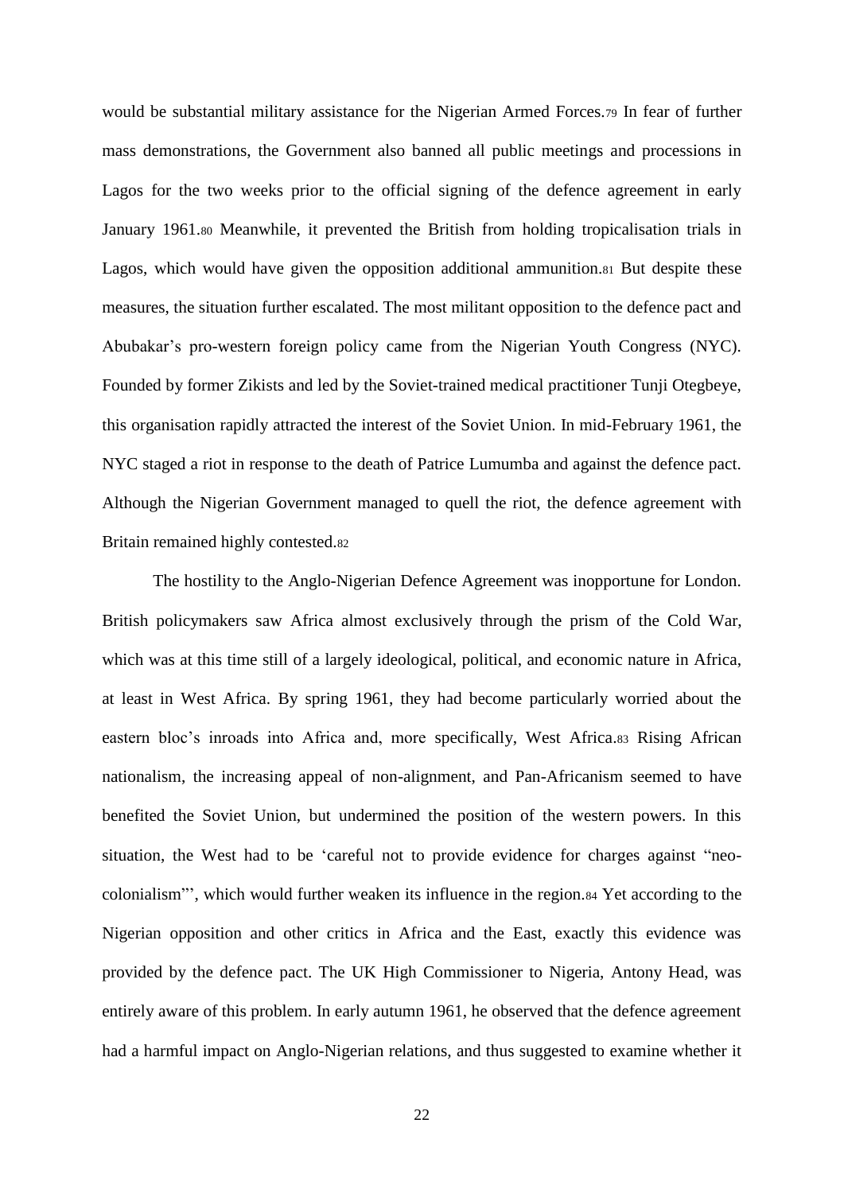would be substantial military assistance for the Nigerian Armed Forces.[79] In fear of further mass demonstrations, the Government also banned all public meetings and processions in Lagos for the two weeks prior to the official signing of the defence agreement in early January 1961.[80] Meanwhile, it prevented the British from holding tropicalisation trials in Lagos, which would have given the opposition additional ammunition.[81] But despite these measures, the situation further escalated. The most militant opposition to the defence pact and Abubakar's pro-western foreign policy came from the Nigerian Youth Congress (NYC). Founded by former Zikists and led by the Soviet-trained medical practitioner Tunji Otegbeye, this organisation rapidly attracted the interest of the Soviet Union. In mid-February 1961, the NYC staged a riot in response to the death of Patrice Lumumba and against the defence pact. Although the Nigerian Government managed to quell the riot, the defence agreement with Britain remained highly contested.[82]

The hostility to the Anglo-Nigerian Defence Agreement was inopportune for London. British policymakers saw Africa almost exclusively through the prism of the Cold War, which was at this time still of a largely ideological, political, and economic nature in Africa, at least in West Africa. By spring 1961, they had become particularly worried about the eastern bloc's inroads into Africa and, more specifically, West Africa.[83] Rising African nationalism, the increasing appeal of non-alignment, and Pan-Africanism seemed to have benefited the Soviet Union, but undermined the position of the western powers. In this situation, the West had to be 'careful not to provide evidence for charges against "neo-colonialism"', which would further weaken its influence in the region.[84] Yet according to the Nigerian opposition and other critics in Africa and the East, exactly this evidence was provided by the defence pact. The UK High Commissioner to Nigeria, Antony Head, was entirely aware of this problem. In early autumn 1961, he observed that the defence agreement had a harmful impact on Anglo-Nigerian relations, and thus suggested to examine whether it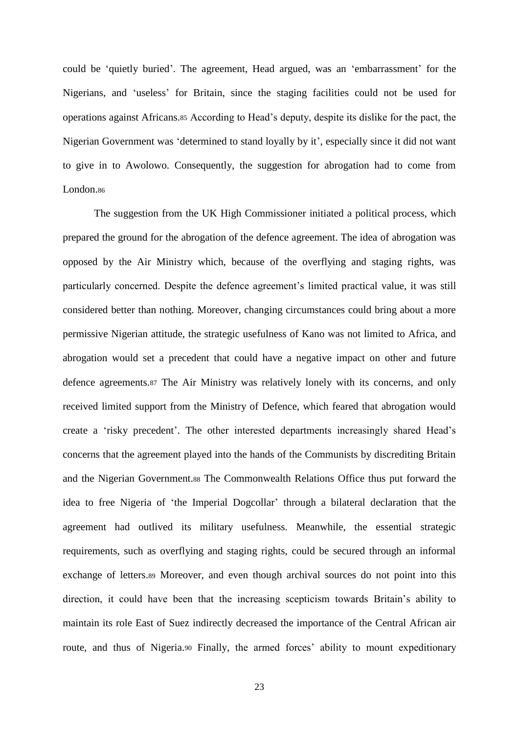could be 'quietly buried'. The agreement, Head argued, was an 'embarrassment' for the Nigerians, and 'useless' for Britain, since the staging facilities could not be used for operations against Africans.[85] According to Head's deputy, despite its dislike for the pact, the Nigerian Government was 'determined to stand loyally by it', especially since it did not want to give in to Awolowo. Consequently, the suggestion for abrogation had to come from London.[86]

The suggestion from the UK High Commissioner initiated a political process, which prepared the ground for the abrogation of the defence agreement. The idea of abrogation was opposed by the Air Ministry which, because of the overflying and staging rights, was particularly concerned. Despite the defence agreement's limited practical value, it was still considered better than nothing. Moreover, changing circumstances could bring about a more permissive Nigerian attitude, the strategic usefulness of Kano was not limited to Africa, and abrogation would set a precedent that could have a negative impact on other and future defence agreements.[87] The Air Ministry was relatively lonely with its concerns, and only received limited support from the Ministry of Defence, which feared that abrogation would create a 'risky precedent'. The other interested departments increasingly shared Head's concerns that the agreement played into the hands of the Communists by discrediting Britain and the Nigerian Government.[88] The Commonwealth Relations Office thus put forward the idea to free Nigeria of 'the Imperial Dogcollar' through a bilateral declaration that the agreement had outlived its military usefulness. Meanwhile, the essential strategic requirements, such as overflying and staging rights, could be secured through an informal exchange of letters.[89] Moreover, and even though archival sources do not point into this direction, it could have been that the increasing scepticism towards Britain's ability to maintain its role East of Suez indirectly decreased the importance of the Central African air route, and thus of Nigeria.[90] Finally, the armed forces' ability to mount expeditionary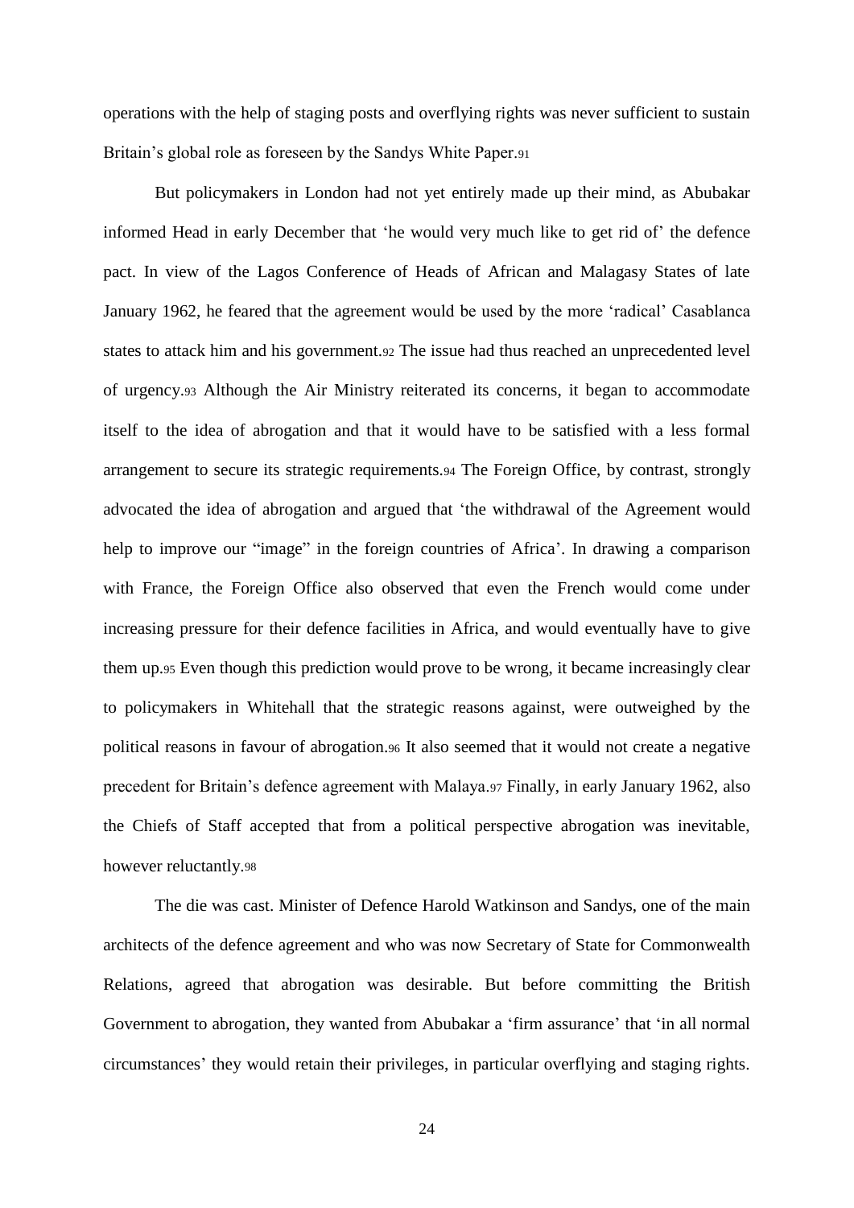operations with the help of staging posts and overflying rights was never sufficient to sustain Britain's global role as foreseen by the Sandys White Paper.[91]

But policymakers in London had not yet entirely made up their mind, as Abubakar informed Head in early December that 'he would very much like to get rid of' the defence pact. In view of the Lagos Conference of Heads of African and Malagasy States of late January 1962, he feared that the agreement would be used by the more 'radical' Casablanca states to attack him and his government.[92] The issue had thus reached an unprecedented level of urgency.[93] Although the Air Ministry reiterated its concerns, it began to accommodate itself to the idea of abrogation and that it would have to be satisfied with a less formal arrangement to secure its strategic requirements.[94] The Foreign Office, by contrast, strongly advocated the idea of abrogation and argued that 'the withdrawal of the Agreement would help to improve our "image" in the foreign countries of Africa'. In drawing a comparison with France, the Foreign Office also observed that even the French would come under increasing pressure for their defence facilities in Africa, and would eventually have to give them up.[95] Even though this prediction would prove to be wrong, it became increasingly clear to policymakers in Whitehall that the strategic reasons against, were outweighed by the political reasons in favour of abrogation.[96] It also seemed that it would not create a negative precedent for Britain's defence agreement with Malaya.[97] Finally, in early January 1962, also the Chiefs of Staff accepted that from a political perspective abrogation was inevitable, however reluctantly.[98]

The die was cast. Minister of Defence Harold Watkinson and Sandys, one of the main architects of the defence agreement and who was now Secretary of State for Commonwealth Relations, agreed that abrogation was desirable. But before committing the British Government to abrogation, they wanted from Abubakar a 'firm assurance' that 'in all normal circumstances' they would retain their privileges, in particular overflying and staging rights.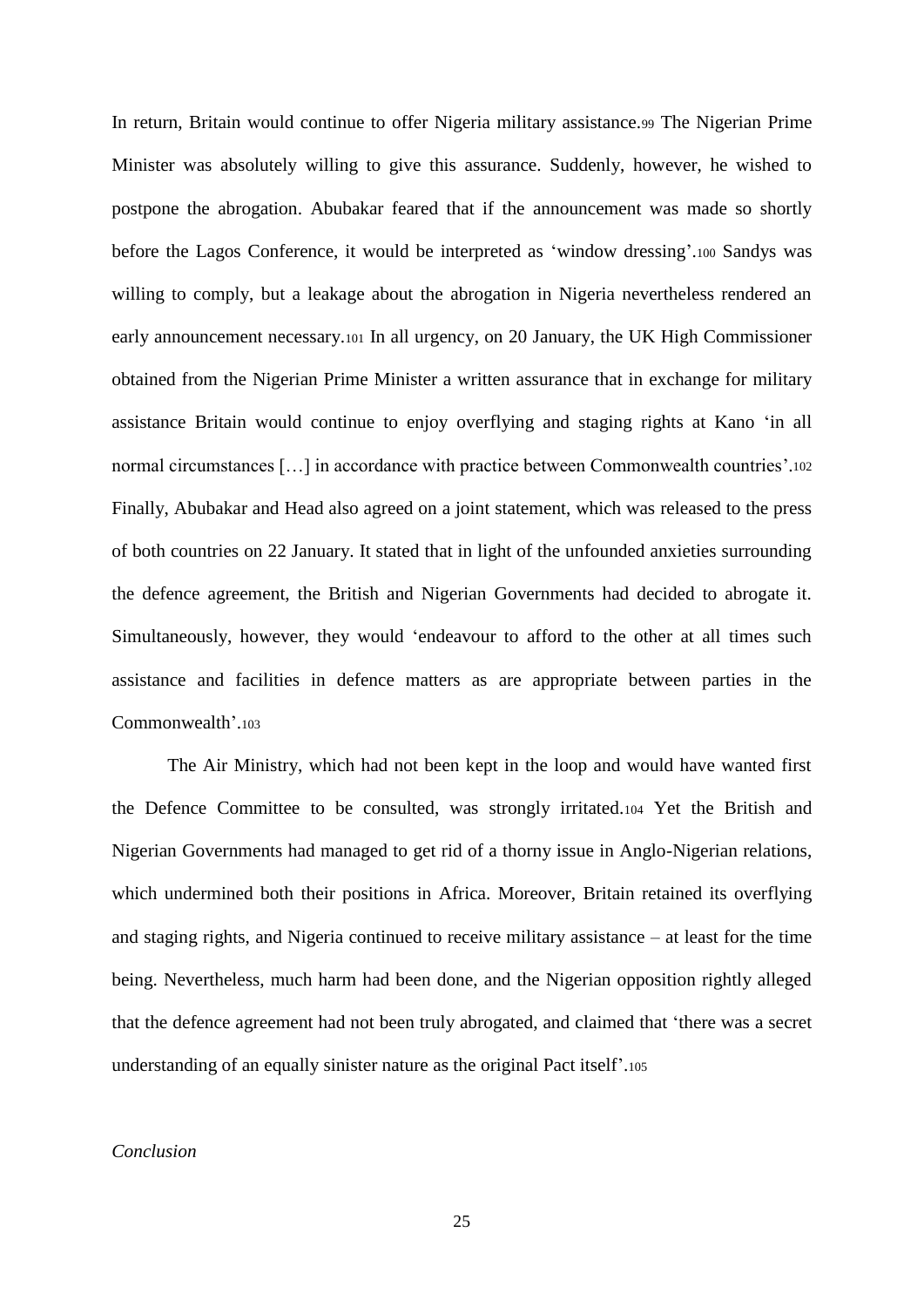In return, Britain would continue to offer Nigeria military assistance.[99] The Nigerian Prime Minister was absolutely willing to give this assurance. Suddenly, however, he wished to postpone the abrogation. Abubakar feared that if the announcement was made so shortly before the Lagos Conference, it would be interpreted as 'window dressing'.[100] Sandys was willing to comply, but a leakage about the abrogation in Nigeria nevertheless rendered an early announcement necessary.[101] In all urgency, on 20 January, the UK High Commissioner obtained from the Nigerian Prime Minister a written assurance that in exchange for military assistance Britain would continue to enjoy overflying and staging rights at Kano 'in all normal circumstances […] in accordance with practice between Commonwealth countries'.[102] Finally, Abubakar and Head also agreed on a joint statement, which was released to the press of both countries on 22 January. It stated that in light of the unfounded anxieties surrounding the defence agreement, the British and Nigerian Governments had decided to abrogate it. Simultaneously, however, they would 'endeavour to afford to the other at all times such assistance and facilities in defence matters as are appropriate between parties in the Commonwealth'.[103]

The Air Ministry, which had not been kept in the loop and would have wanted first the Defence Committee to be consulted, was strongly irritated.[104] Yet the British and Nigerian Governments had managed to get rid of a thorny issue in Anglo-Nigerian relations, which undermined both their positions in Africa. Moreover, Britain retained its overflying and staging rights, and Nigeria continued to receive military assistance – at least for the time being. Nevertheless, much harm had been done, and the Nigerian opposition rightly alleged that the defence agreement had not been truly abrogated, and claimed that 'there was a secret understanding of an equally sinister nature as the original Pact itself'.[105]

*Conclusion*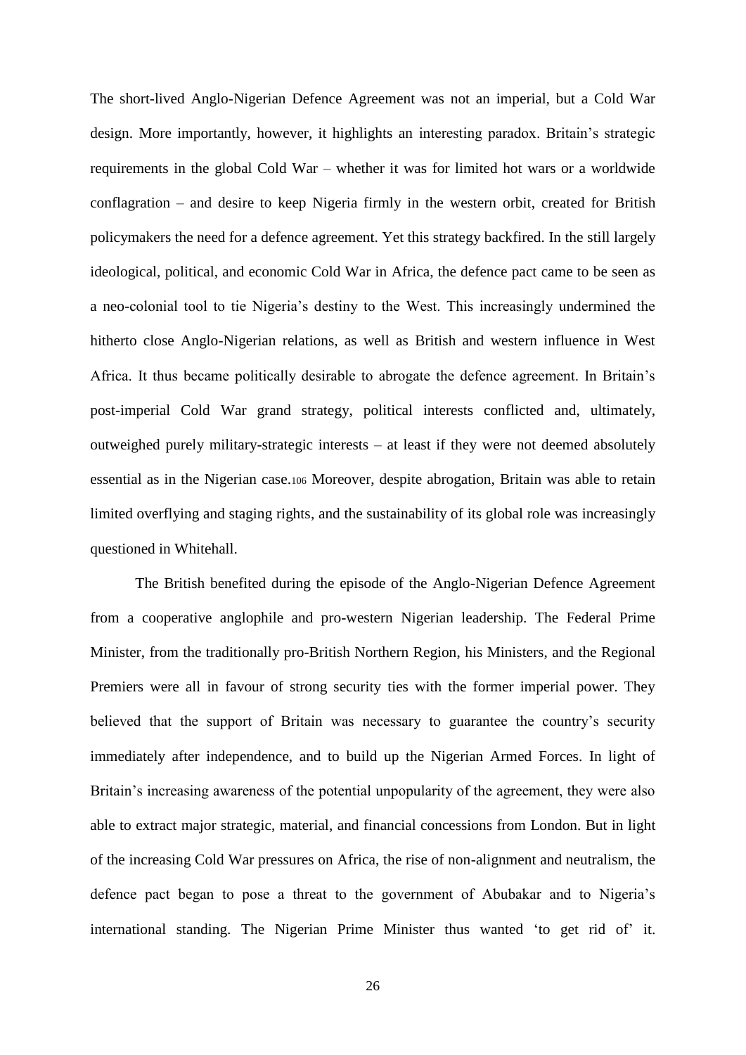The short-lived Anglo-Nigerian Defence Agreement was not an imperial, but a Cold War design. More importantly, however, it highlights an interesting paradox. Britain's strategic requirements in the global Cold War – whether it was for limited hot wars or a worldwide conflagration – and desire to keep Nigeria firmly in the western orbit, created for British policymakers the need for a defence agreement. Yet this strategy backfired. In the still largely ideological, political, and economic Cold War in Africa, the defence pact came to be seen as a neo-colonial tool to tie Nigeria's destiny to the West. This increasingly undermined the hitherto close Anglo-Nigerian relations, as well as British and western influence in West Africa. It thus became politically desirable to abrogate the defence agreement. In Britain's post-imperial Cold War grand strategy, political interests conflicted and, ultimately, outweighed purely military-strategic interests – at least if they were not deemed absolutely essential as in the Nigerian case.[106] Moreover, despite abrogation, Britain was able to retain limited overflying and staging rights, and the sustainability of its global role was increasingly questioned in Whitehall.

The British benefited during the episode of the Anglo-Nigerian Defence Agreement from a cooperative anglophile and pro-western Nigerian leadership. The Federal Prime Minister, from the traditionally pro-British Northern Region, his Ministers, and the Regional Premiers were all in favour of strong security ties with the former imperial power. They believed that the support of Britain was necessary to guarantee the country's security immediately after independence, and to build up the Nigerian Armed Forces. In light of Britain's increasing awareness of the potential unpopularity of the agreement, they were also able to extract major strategic, material, and financial concessions from London. But in light of the increasing Cold War pressures on Africa, the rise of non-alignment and neutralism, the defence pact began to pose a threat to the government of Abubakar and to Nigeria's international standing. The Nigerian Prime Minister thus wanted 'to get rid of' it.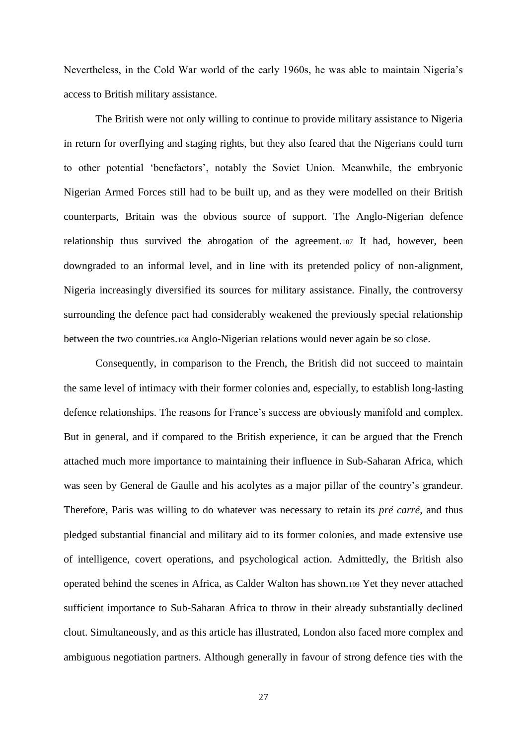Nevertheless, in the Cold War world of the early 1960s, he was able to maintain Nigeria's access to British military assistance.

The British were not only willing to continue to provide military assistance to Nigeria in return for overflying and staging rights, but they also feared that the Nigerians could turn to other potential 'benefactors', notably the Soviet Union. Meanwhile, the embryonic Nigerian Armed Forces still had to be built up, and as they were modelled on their British counterparts, Britain was the obvious source of support. The Anglo-Nigerian defence relationship thus survived the abrogation of the agreement.[107] It had, however, been downgraded to an informal level, and in line with its pretended policy of non-alignment, Nigeria increasingly diversified its sources for military assistance. Finally, the controversy surrounding the defence pact had considerably weakened the previously special relationship between the two countries.[108] Anglo-Nigerian relations would never again be so close.

Consequently, in comparison to the French, the British did not succeed to maintain the same level of intimacy with their former colonies and, especially, to establish long-lasting defence relationships. The reasons for France's success are obviously manifold and complex. But in general, and if compared to the British experience, it can be argued that the French attached much more importance to maintaining their influence in Sub-Saharan Africa, which was seen by General de Gaulle and his acolytes as a major pillar of the country's grandeur. Therefore, Paris was willing to do whatever was necessary to retain its *pré carré*, and thus pledged substantial financial and military aid to its former colonies, and made extensive use of intelligence, covert operations, and psychological action. Admittedly, the British also operated behind the scenes in Africa, as Calder Walton has shown.[109] Yet they never attached sufficient importance to Sub-Saharan Africa to throw in their already substantially declined clout. Simultaneously, and as this article has illustrated, London also faced more complex and ambiguous negotiation partners. Although generally in favour of strong defence ties with the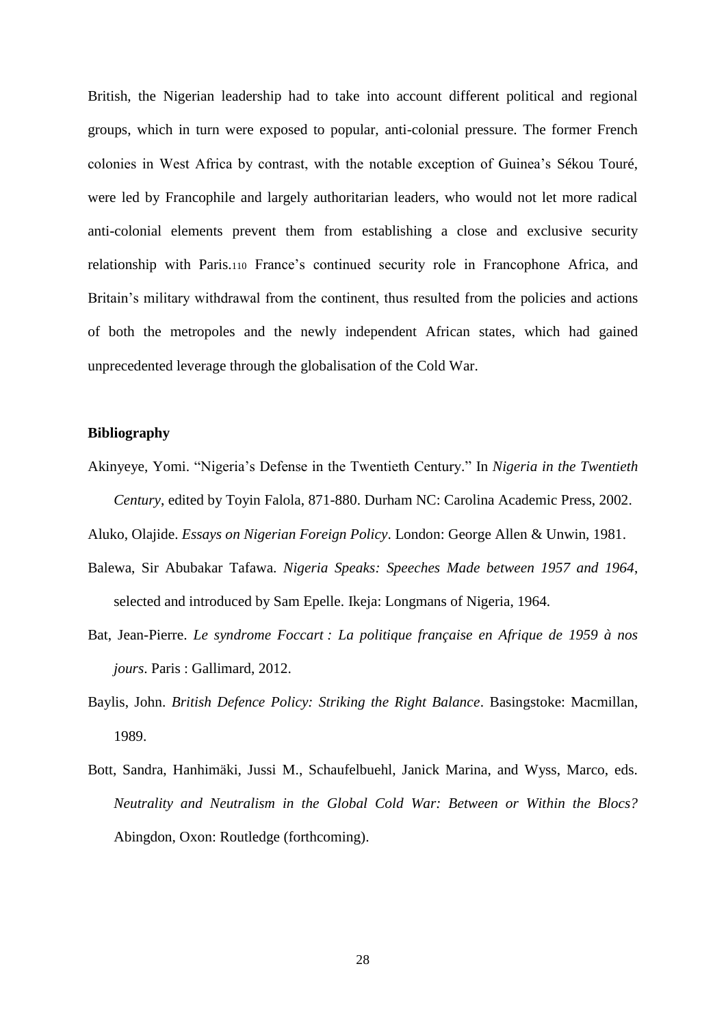British, the Nigerian leadership had to take into account different political and regional groups, which in turn were exposed to popular, anti-colonial pressure. The former French colonies in West Africa by contrast, with the notable exception of Guinea's Sékou Touré, were led by Francophile and largely authoritarian leaders, who would not let more radical anti-colonial elements prevent them from establishing a close and exclusive security relationship with Paris.[110] France's continued security role in Francophone Africa, and Britain's military withdrawal from the continent, thus resulted from the policies and actions of both the metropoles and the newly independent African states, which had gained unprecedented leverage through the globalisation of the Cold War.

**Bibliography**

Akinyeye, Yomi. "Nigeria's Defense in the Twentieth Century." In *Nigeria in the Twentieth Century*, edited by Toyin Falola, 871-880. Durham NC: Carolina Academic Press, 2002.

Aluko, Olajide. *Essays on Nigerian Foreign Policy*. London: George Allen & Unwin, 1981.

Balewa, Sir Abubakar Tafawa. *Nigeria Speaks: Speeches Made between 1957 and 1964*, selected and introduced by Sam Epelle. Ikeja: Longmans of Nigeria, 1964.

Bat, Jean-Pierre. *Le syndrome Foccart : La politique française en Afrique de 1959 à nos jours*. Paris : Gallimard, 2012.

Baylis, John. *British Defence Policy: Striking the Right Balance*. Basingstoke: Macmillan, 1989.

Bott, Sandra, Hanhimäki, Jussi M., Schaufelbuehl, Janick Marina, and Wyss, Marco, eds. *Neutrality and Neutralism in the Global Cold War: Between or Within the Blocs?* Abingdon, Oxon: Routledge (forthcoming).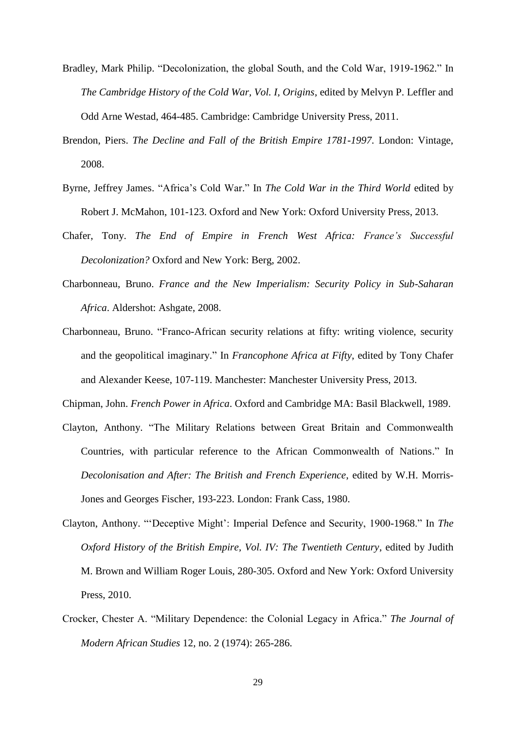Bradley, Mark Philip. "Decolonization, the global South, and the Cold War, 1919-1962." In *The Cambridge History of the Cold War, Vol. I, Origins*, edited by Melvyn P. Leffler and Odd Arne Westad, 464-485. Cambridge: Cambridge University Press, 2011.

Brendon, Piers. *The Decline and Fall of the British Empire 1781-1997*. London: Vintage, 2008.

Byrne, Jeffrey James. "Africa's Cold War." In *The Cold War in the Third World* edited by Robert J. McMahon, 101-123. Oxford and New York: Oxford University Press, 2013.

Chafer, Tony. *The End of Empire in French West Africa: France's Successful Decolonization?* Oxford and New York: Berg, 2002.

Charbonneau, Bruno. *France and the New Imperialism: Security Policy in Sub-Saharan Africa*. Aldershot: Ashgate, 2008.

Charbonneau, Bruno. "Franco-African security relations at fifty: writing violence, security and the geopolitical imaginary." In *Francophone Africa at Fifty*, edited by Tony Chafer and Alexander Keese, 107-119. Manchester: Manchester University Press, 2013.

Chipman, John. *French Power in Africa*. Oxford and Cambridge MA: Basil Blackwell, 1989.

Clayton, Anthony. "The Military Relations between Great Britain and Commonwealth Countries, with particular reference to the African Commonwealth of Nations." In *Decolonisation and After: The British and French Experience*, edited by W.H. Morris-Jones and Georges Fischer, 193-223. London: Frank Cass, 1980.

Clayton, Anthony. "'Deceptive Might': Imperial Defence and Security, 1900-1968." In *The Oxford History of the British Empire, Vol. IV: The Twentieth Century*, edited by Judith M. Brown and William Roger Louis, 280-305. Oxford and New York: Oxford University Press, 2010.

Crocker, Chester A. "Military Dependence: the Colonial Legacy in Africa." *The Journal of Modern African Studies* 12, no. 2 (1974): 265-286.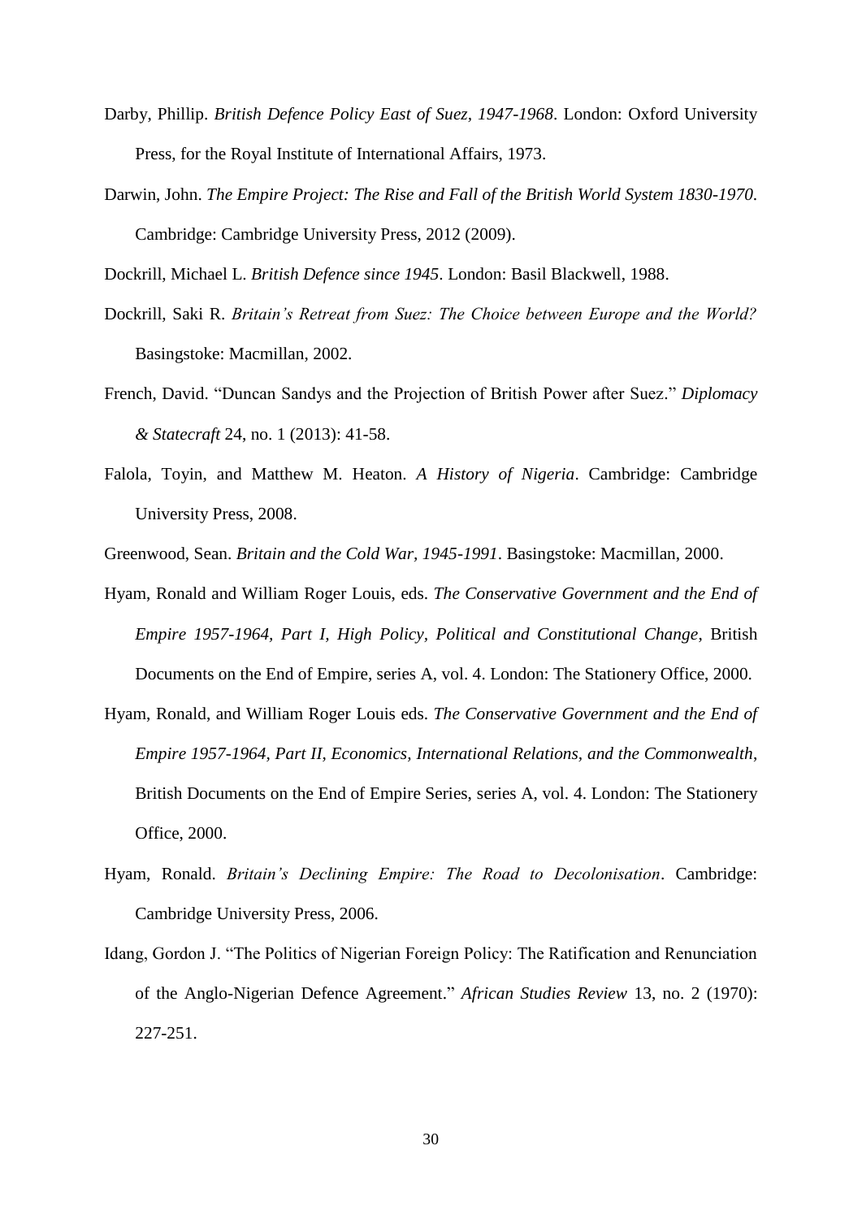Darby, Phillip. *British Defence Policy East of Suez, 1947-1968*. London: Oxford University Press, for the Royal Institute of International Affairs, 1973.

Darwin, John. *The Empire Project: The Rise and Fall of the British World System 1830-1970*. Cambridge: Cambridge University Press, 2012 (2009).

Dockrill, Michael L. *British Defence since 1945*. London: Basil Blackwell, 1988.

Dockrill, Saki R. *Britain's Retreat from Suez: The Choice between Europe and the World?* Basingstoke: Macmillan, 2002.

French, David. "Duncan Sandys and the Projection of British Power after Suez." *Diplomacy & Statecraft* 24, no. 1 (2013): 41-58.

Falola, Toyin, and Matthew M. Heaton. *A History of Nigeria*. Cambridge: Cambridge University Press, 2008.

Greenwood, Sean. *Britain and the Cold War, 1945-1991*. Basingstoke: Macmillan, 2000.

Hyam, Ronald and William Roger Louis, eds. *The Conservative Government and the End of Empire 1957-1964, Part I, High Policy, Political and Constitutional Change*, British Documents on the End of Empire, series A, vol. 4. London: The Stationery Office, 2000.

Hyam, Ronald, and William Roger Louis eds. *The Conservative Government and the End of Empire 1957-1964, Part II, Economics, International Relations, and the Commonwealth*, British Documents on the End of Empire Series, series A, vol. 4. London: The Stationery Office, 2000.

Hyam, Ronald. *Britain's Declining Empire: The Road to Decolonisation*. Cambridge: Cambridge University Press, 2006.

Idang, Gordon J. "The Politics of Nigerian Foreign Policy: The Ratification and Renunciation of the Anglo-Nigerian Defence Agreement." *African Studies Review* 13, no. 2 (1970): 227-251.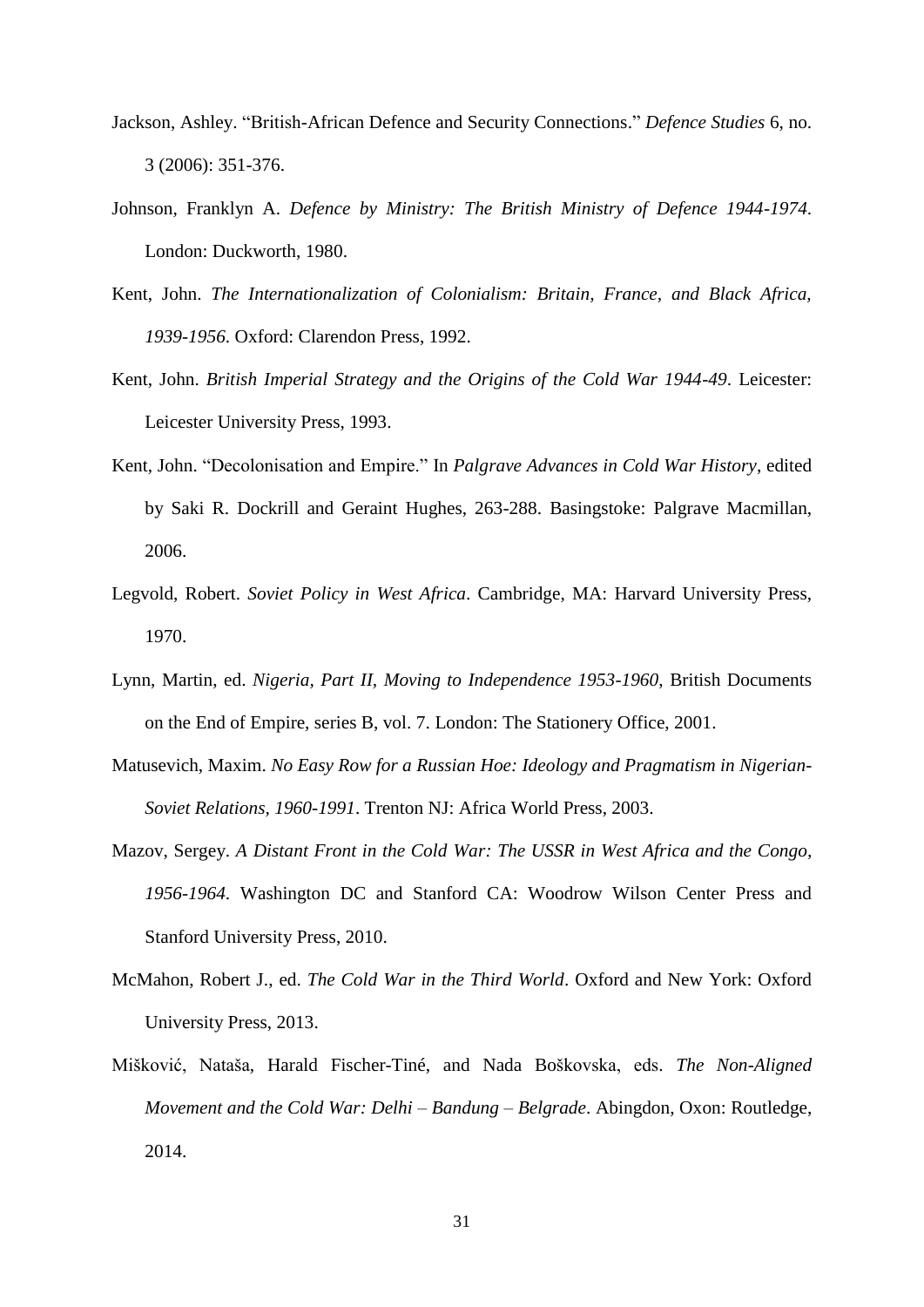Jackson, Ashley. "British-African Defence and Security Connections." *Defence Studies* 6, no. 3 (2006): 351-376.

Johnson, Franklyn A. *Defence by Ministry: The British Ministry of Defence 1944-1974*. London: Duckworth, 1980.

Kent, John. *The Internationalization of Colonialism: Britain, France, and Black Africa, 1939-1956*. Oxford: Clarendon Press, 1992.

Kent, John. *British Imperial Strategy and the Origins of the Cold War 1944-49*. Leicester: Leicester University Press, 1993.

Kent, John. "Decolonisation and Empire." In *Palgrave Advances in Cold War History*, edited by Saki R. Dockrill and Geraint Hughes, 263-288. Basingstoke: Palgrave Macmillan, 2006.

Legvold, Robert. *Soviet Policy in West Africa*. Cambridge, MA: Harvard University Press, 1970.

Lynn, Martin, ed. *Nigeria, Part II, Moving to Independence 1953-1960*, British Documents on the End of Empire, series B, vol. 7. London: The Stationery Office, 2001.

Matusevich, Maxim. *No Easy Row for a Russian Hoe: Ideology and Pragmatism in Nigerian-Soviet Relations, 1960-1991*. Trenton NJ: Africa World Press, 2003.

Mazov, Sergey. *A Distant Front in the Cold War: The USSR in West Africa and the Congo, 1956-1964*. Washington DC and Stanford CA: Woodrow Wilson Center Press and Stanford University Press, 2010.

McMahon, Robert J., ed. *The Cold War in the Third World*. Oxford and New York: Oxford University Press, 2013.

Mišković, Nataša, Harald Fischer-Tiné, and Nada Boškovska, eds. *The Non-Aligned Movement and the Cold War: Delhi – Bandung – Belgrade*. Abingdon, Oxon: Routledge, 2014.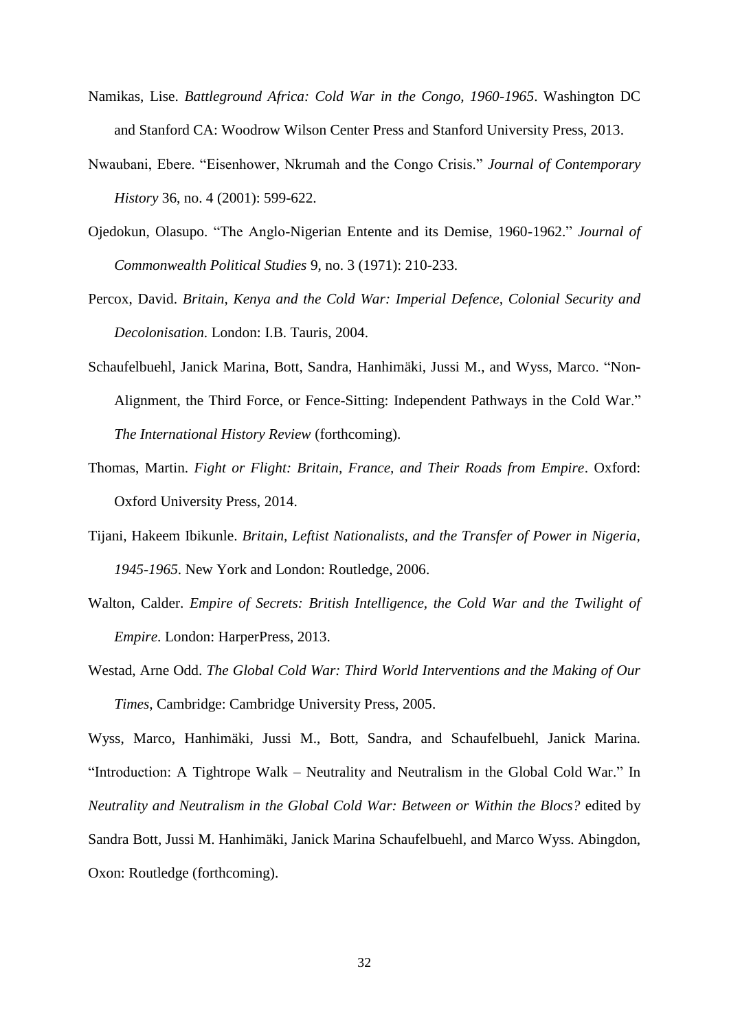Namikas, Lise. *Battleground Africa: Cold War in the Congo, 1960-1965*. Washington DC and Stanford CA: Woodrow Wilson Center Press and Stanford University Press, 2013.

Nwaubani, Ebere. "Eisenhower, Nkrumah and the Congo Crisis." *Journal of Contemporary History* 36, no. 4 (2001): 599-622.

Ojedokun, Olasupo. "The Anglo-Nigerian Entente and its Demise, 1960-1962." *Journal of Commonwealth Political Studies* 9, no. 3 (1971): 210-233.

Percox, David. *Britain, Kenya and the Cold War: Imperial Defence, Colonial Security and Decolonisation*. London: I.B. Tauris, 2004.

Schaufelbuehl, Janick Marina, Bott, Sandra, Hanhimäki, Jussi M., and Wyss, Marco. "Non-Alignment, the Third Force, or Fence-Sitting: Independent Pathways in the Cold War." *The International History Review* (forthcoming).

Thomas, Martin. *Fight or Flight: Britain, France, and Their Roads from Empire*. Oxford: Oxford University Press, 2014.

Tijani, Hakeem Ibikunle. *Britain, Leftist Nationalists, and the Transfer of Power in Nigeria, 1945-1965*. New York and London: Routledge, 2006.

Walton, Calder. *Empire of Secrets: British Intelligence, the Cold War and the Twilight of Empire*. London: HarperPress, 2013.

Westad, Arne Odd. *The Global Cold War: Third World Interventions and the Making of Our Times*, Cambridge: Cambridge University Press, 2005.

Wyss, Marco, Hanhimäki, Jussi M., Bott, Sandra, and Schaufelbuehl, Janick Marina. "Introduction: A Tightrope Walk – Neutrality and Neutralism in the Global Cold War." In *Neutrality and Neutralism in the Global Cold War: Between or Within the Blocs?* edited by Sandra Bott, Jussi M. Hanhimäki, Janick Marina Schaufelbuehl, and Marco Wyss. Abingdon, Oxon: Routledge (forthcoming).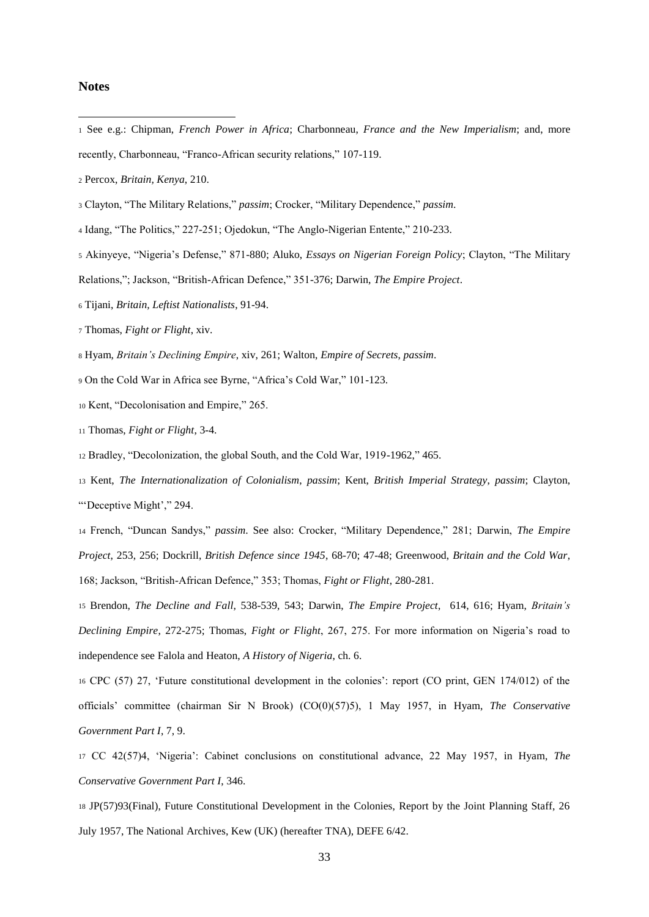## Notes

1 See e.g.: Chipman, *French Power in Africa*; Charbonneau, *France and the New Imperialism*; and, more recently, Charbonneau, "Franco-African security relations," 107-119.

2 Percox, *Britain, Kenya*, 210.

3 Clayton, "The Military Relations," *passim*; Crocker, "Military Dependence," *passim*.

4 Idang, "The Politics," 227-251; Ojedokun, "The Anglo-Nigerian Entente," 210-233.

5 Akinyeye, "Nigeria's Defense," 871-880; Aluko, *Essays on Nigerian Foreign Policy*; Clayton, "The Military Relations,"; Jackson, "British-African Defence," 351-376; Darwin, *The Empire Project*.

6 Tijani, *Britain, Leftist Nationalists*, 91-94.

7 Thomas, *Fight or Flight*, xiv.

8 Hyam, *Britain's Declining Empire*, xiv, 261; Walton, *Empire of Secrets*, *passim*.

9 On the Cold War in Africa see Byrne, "Africa's Cold War," 101-123.

10 Kent, "Decolonisation and Empire," 265.

11 Thomas, *Fight or Flight*, 3-4.

12 Bradley, "Decolonization, the global South, and the Cold War, 1919-1962," 465.

13 Kent, *The Internationalization of Colonialism*, *passim*; Kent, *British Imperial Strategy*, *passim*; Clayton, "'Deceptive Might'," 294.

14 French, "Duncan Sandys," *passim*. See also: Crocker, "Military Dependence," 281; Darwin, *The Empire Project*, 253, 256; Dockrill, *British Defence since 1945*, 68-70; 47-48; Greenwood, *Britain and the Cold War*, 168; Jackson, "British-African Defence," 353; Thomas, *Fight or Flight*, 280-281.

15 Brendon, *The Decline and Fall*, 538-539, 543; Darwin, *The Empire Project*, 614, 616; Hyam, *Britain's Declining Empire*, 272-275; Thomas, *Fight or Flight*, 267, 275. For more information on Nigeria's road to independence see Falola and Heaton, *A History of Nigeria*, ch. 6.

16 CPC (57) 27, 'Future constitutional development in the colonies': report (CO print, GEN 174/012) of the officials' committee (chairman Sir N Brook) (CO(0)(57)5), 1 May 1957, in Hyam, *The Conservative Government Part I*, 7, 9.

17 CC 42(57)4, 'Nigeria': Cabinet conclusions on constitutional advance, 22 May 1957, in Hyam, *The Conservative Government Part I*, 346.

18 JP(57)93(Final), Future Constitutional Development in the Colonies, Report by the Joint Planning Staff, 26 July 1957, The National Archives, Kew (UK) (hereafter TNA), DEFE 6/42.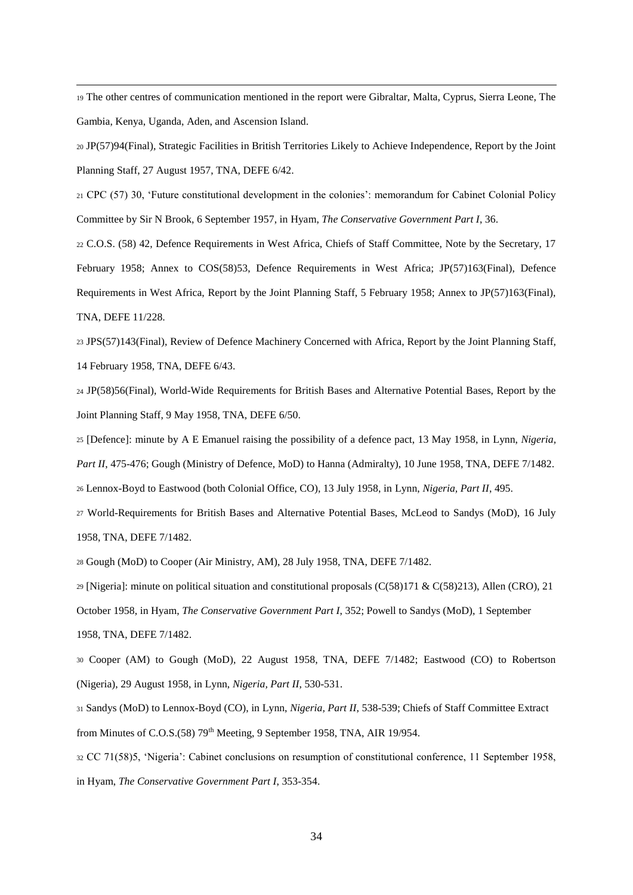19 The other centres of communication mentioned in the report were Gibraltar, Malta, Cyprus, Sierra Leone, The Gambia, Kenya, Uganda, Aden, and Ascension Island.

20 JP(57)94(Final), Strategic Facilities in British Territories Likely to Achieve Independence, Report by the Joint Planning Staff, 27 August 1957, TNA, DEFE 6/42.

21 CPC (57) 30, 'Future constitutional development in the colonies': memorandum for Cabinet Colonial Policy Committee by Sir N Brook, 6 September 1957, in Hyam, *The Conservative Government Part I*, 36.

22 C.O.S. (58) 42, Defence Requirements in West Africa, Chiefs of Staff Committee, Note by the Secretary, 17 February 1958; Annex to COS(58)53, Defence Requirements in West Africa; JP(57)163(Final), Defence Requirements in West Africa, Report by the Joint Planning Staff, 5 February 1958; Annex to JP(57)163(Final), TNA, DEFE 11/228.

23 JPS(57)143(Final), Review of Defence Machinery Concerned with Africa, Report by the Joint Planning Staff, 14 February 1958, TNA, DEFE 6/43.

24 JP(58)56(Final), World-Wide Requirements for British Bases and Alternative Potential Bases, Report by the Joint Planning Staff, 9 May 1958, TNA, DEFE 6/50.

25 [Defence]: minute by A E Emanuel raising the possibility of a defence pact, 13 May 1958, in Lynn, *Nigeria, Part II*, 475-476; Gough (Ministry of Defence, MoD) to Hanna (Admiralty), 10 June 1958, TNA, DEFE 7/1482.

26 Lennox-Boyd to Eastwood (both Colonial Office, CO), 13 July 1958, in Lynn, *Nigeria, Part II*, 495.

27 World-Requirements for British Bases and Alternative Potential Bases, McLeod to Sandys (MoD), 16 July 1958, TNA, DEFE 7/1482.

28 Gough (MoD) to Cooper (Air Ministry, AM), 28 July 1958, TNA, DEFE 7/1482.

29 [Nigeria]: minute on political situation and constitutional proposals (C(58)171 & C(58)213), Allen (CRO), 21 October 1958, in Hyam, *The Conservative Government Part I*, 352; Powell to Sandys (MoD), 1 September 1958, TNA, DEFE 7/1482.

30 Cooper (AM) to Gough (MoD), 22 August 1958, TNA, DEFE 7/1482; Eastwood (CO) to Robertson (Nigeria), 29 August 1958, in Lynn, *Nigeria, Part II*, 530-531.

31 Sandys (MoD) to Lennox-Boyd (CO), in Lynn, *Nigeria, Part II*, 538-539; Chiefs of Staff Committee Extract from Minutes of C.O.S.(58) 79th Meeting, 9 September 1958, TNA, AIR 19/954.

32 CC 71(58)5, 'Nigeria': Cabinet conclusions on resumption of constitutional conference, 11 September 1958, in Hyam, *The Conservative Government Part I*, 353-354.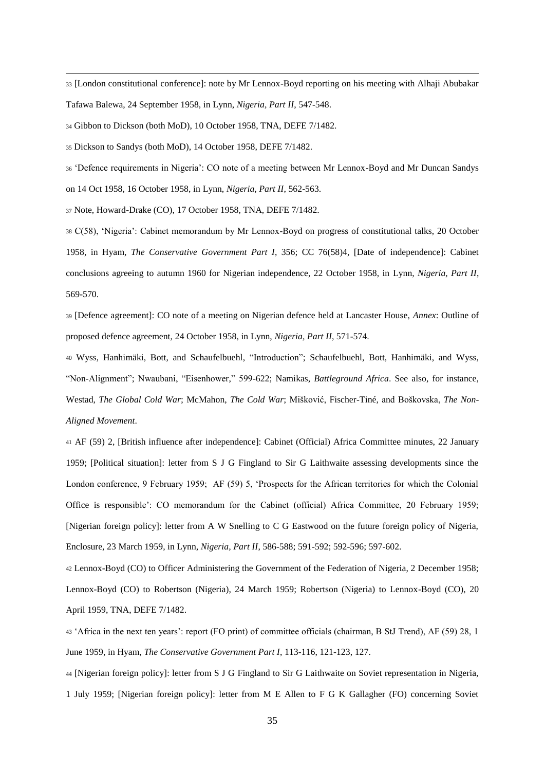33 [London constitutional conference]: note by Mr Lennox-Boyd reporting on his meeting with Alhaji Abubakar Tafawa Balewa, 24 September 1958, in Lynn, *Nigeria, Part II*, 547-548.

34 Gibbon to Dickson (both MoD), 10 October 1958, TNA, DEFE 7/1482.

35 Dickson to Sandys (both MoD), 14 October 1958, DEFE 7/1482.

36 'Defence requirements in Nigeria': CO note of a meeting between Mr Lennox-Boyd and Mr Duncan Sandys on 14 Oct 1958, 16 October 1958, in Lynn, *Nigeria, Part II*, 562-563.

37 Note, Howard-Drake (CO), 17 October 1958, TNA, DEFE 7/1482.

38 C(58), 'Nigeria': Cabinet memorandum by Mr Lennox-Boyd on progress of constitutional talks, 20 October 1958, in Hyam, *The Conservative Government Part I*, 356; CC 76(58)4, [Date of independence]: Cabinet conclusions agreeing to autumn 1960 for Nigerian independence, 22 October 1958, in Lynn, *Nigeria, Part II*, 569-570.

39 [Defence agreement]: CO note of a meeting on Nigerian defence held at Lancaster House, *Annex*: Outline of proposed defence agreement, 24 October 1958, in Lynn, *Nigeria, Part II*, 571-574.

40 Wyss, Hanhimäki, Bott, and Schaufelbuehl, "Introduction"; Schaufelbuehl, Bott, Hanhimäki, and Wyss, "Non-Alignment"; Nwaubani, "Eisenhower," 599-622; Namikas, *Battleground Africa*. See also, for instance, Westad, *The Global Cold War*; McMahon, *The Cold War*; Mišković, Fischer-Tiné, and Boškovska, *The Non-Aligned Movement*.

41 AF (59) 2, [British influence after independence]: Cabinet (Official) Africa Committee minutes, 22 January 1959; [Political situation]: letter from S J G Fingland to Sir G Laithwaite assessing developments since the London conference, 9 February 1959; AF (59) 5, 'Prospects for the African territories for which the Colonial Office is responsible': CO memorandum for the Cabinet (official) Africa Committee, 20 February 1959; [Nigerian foreign policy]: letter from A W Snelling to C G Eastwood on the future foreign policy of Nigeria, Enclosure, 23 March 1959, in Lynn, *Nigeria, Part II*, 586-588; 591-592; 592-596; 597-602.

42 Lennox-Boyd (CO) to Officer Administering the Government of the Federation of Nigeria, 2 December 1958; Lennox-Boyd (CO) to Robertson (Nigeria), 24 March 1959; Robertson (Nigeria) to Lennox-Boyd (CO), 20 April 1959, TNA, DEFE 7/1482.

43 'Africa in the next ten years': report (FO print) of committee officials (chairman, B StJ Trend), AF (59) 28, 1 June 1959, in Hyam, *The Conservative Government Part I*, 113-116, 121-123, 127.

44 [Nigerian foreign policy]: letter from S J G Fingland to Sir G Laithwaite on Soviet representation in Nigeria, 1 July 1959; [Nigerian foreign policy]: letter from M E Allen to F G K Gallagher (FO) concerning Soviet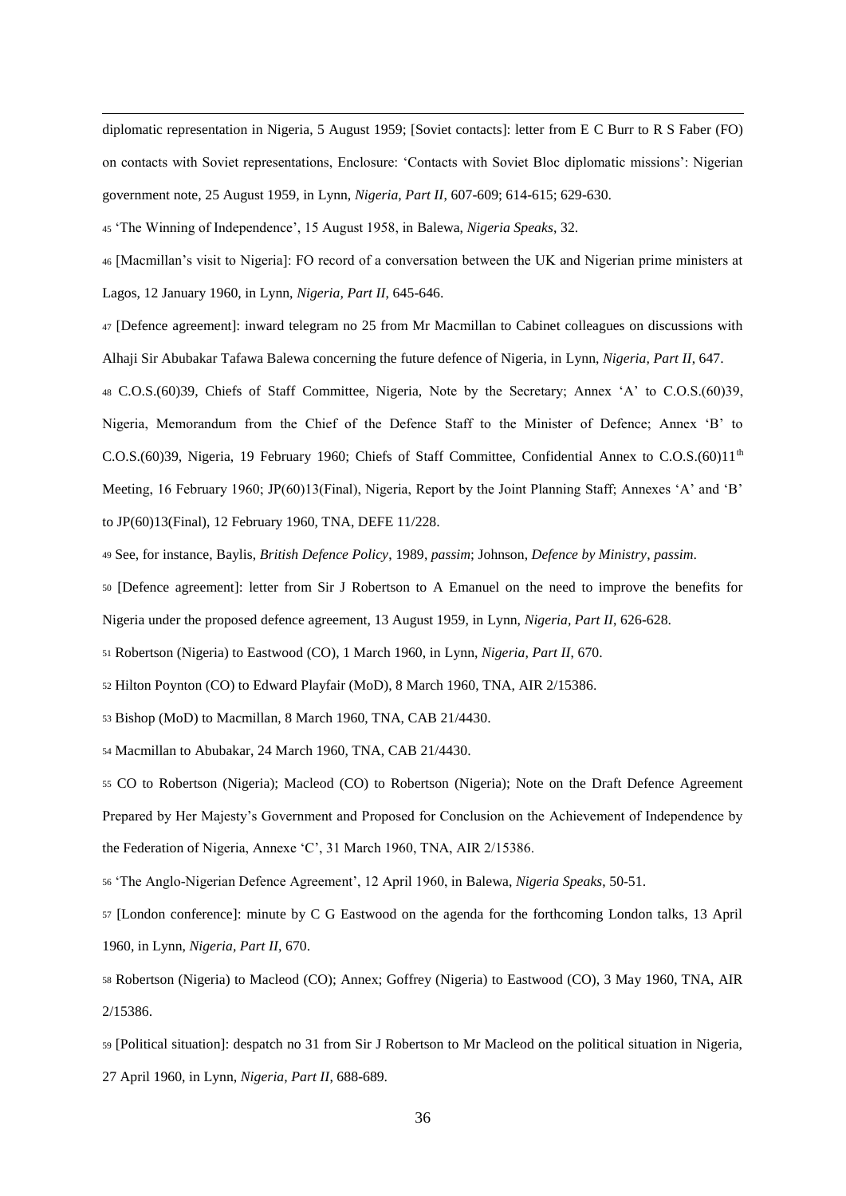diplomatic representation in Nigeria, 5 August 1959; [Soviet contacts]: letter from E C Burr to R S Faber (FO) on contacts with Soviet representations, Enclosure: 'Contacts with Soviet Bloc diplomatic missions': Nigerian government note, 25 August 1959, in Lynn, *Nigeria, Part II*, 607-609; 614-615; 629-630.

45 'The Winning of Independence', 15 August 1958, in Balewa, *Nigeria Speaks*, 32.

46 [Macmillan's visit to Nigeria]: FO record of a conversation between the UK and Nigerian prime ministers at Lagos, 12 January 1960, in Lynn, *Nigeria, Part II*, 645-646.

47 [Defence agreement]: inward telegram no 25 from Mr Macmillan to Cabinet colleagues on discussions with Alhaji Sir Abubakar Tafawa Balewa concerning the future defence of Nigeria, in Lynn, *Nigeria, Part II*, 647.

48 C.O.S.(60)39, Chiefs of Staff Committee, Nigeria, Note by the Secretary; Annex 'A' to C.O.S.(60)39, Nigeria, Memorandum from the Chief of the Defence Staff to the Minister of Defence; Annex 'B' to C.O.S.(60)39, Nigeria, 19 February 1960; Chiefs of Staff Committee, Confidential Annex to C.O.S.(60)11th Meeting, 16 February 1960; JP(60)13(Final), Nigeria, Report by the Joint Planning Staff; Annexes 'A' and 'B' to JP(60)13(Final), 12 February 1960, TNA, DEFE 11/228.

49 See, for instance, Baylis, *British Defence Policy*, 1989, *passim*; Johnson, *Defence by Ministry*, *passim*.

50 [Defence agreement]: letter from Sir J Robertson to A Emanuel on the need to improve the benefits for Nigeria under the proposed defence agreement, 13 August 1959, in Lynn, *Nigeria, Part II*, 626-628.

51 Robertson (Nigeria) to Eastwood (CO), 1 March 1960, in Lynn, *Nigeria, Part II*, 670.

52 Hilton Poynton (CO) to Edward Playfair (MoD), 8 March 1960, TNA, AIR 2/15386.

53 Bishop (MoD) to Macmillan, 8 March 1960, TNA, CAB 21/4430.

54 Macmillan to Abubakar, 24 March 1960, TNA, CAB 21/4430.

55 CO to Robertson (Nigeria); Macleod (CO) to Robertson (Nigeria); Note on the Draft Defence Agreement Prepared by Her Majesty's Government and Proposed for Conclusion on the Achievement of Independence by the Federation of Nigeria, Annexe 'C', 31 March 1960, TNA, AIR 2/15386.

56 'The Anglo-Nigerian Defence Agreement', 12 April 1960, in Balewa, *Nigeria Speaks*, 50-51.

57 [London conference]: minute by C G Eastwood on the agenda for the forthcoming London talks, 13 April 1960, in Lynn, *Nigeria, Part II*, 670.

58 Robertson (Nigeria) to Macleod (CO); Annex; Goffrey (Nigeria) to Eastwood (CO), 3 May 1960, TNA, AIR 2/15386.

59 [Political situation]: despatch no 31 from Sir J Robertson to Mr Macleod on the political situation in Nigeria, 27 April 1960, in Lynn, *Nigeria, Part II*, 688-689.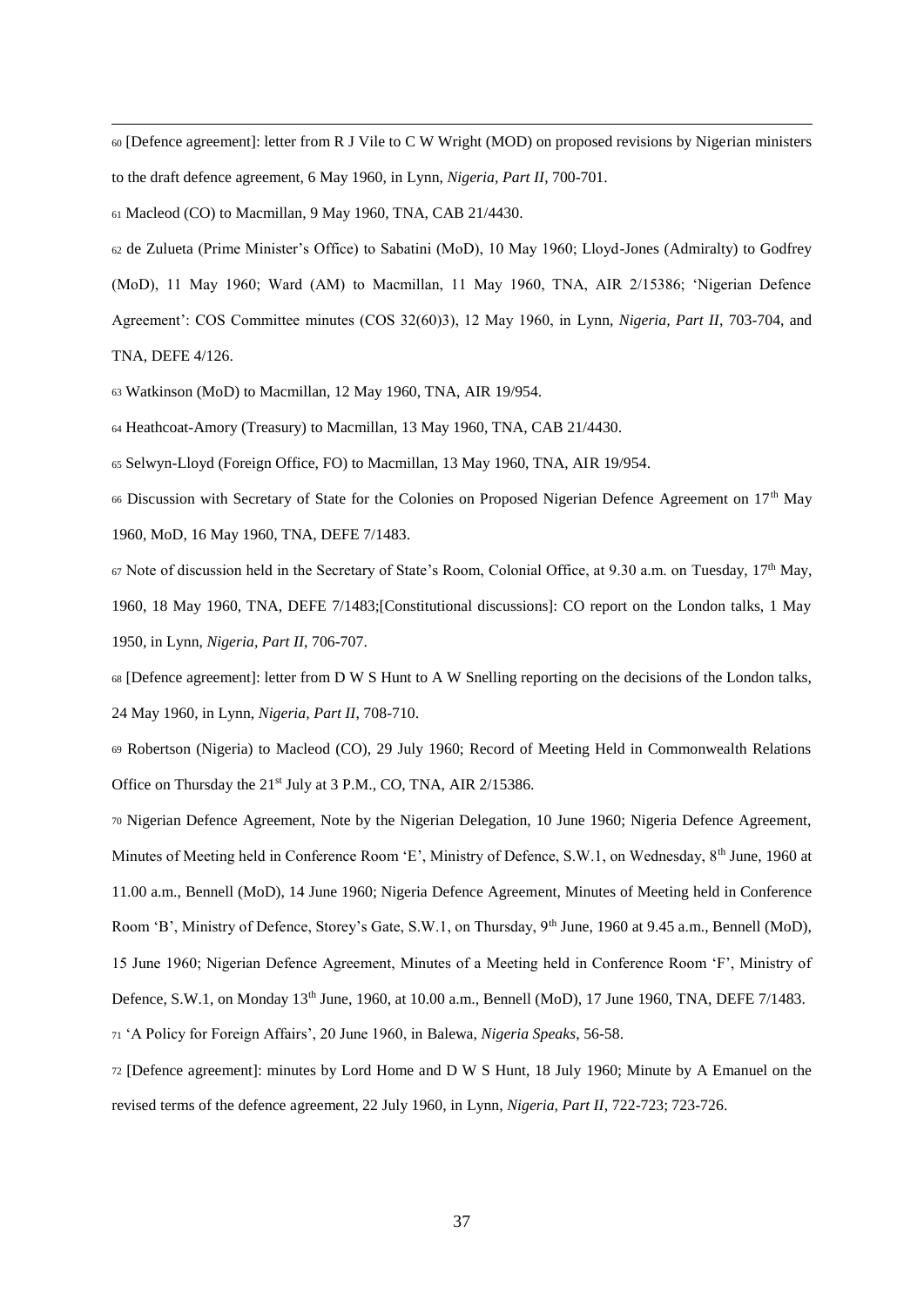60 [Defence agreement]: letter from R J Vile to C W Wright (MOD) on proposed revisions by Nigerian ministers to the draft defence agreement, 6 May 1960, in Lynn, *Nigeria, Part II*, 700-701.

61 Macleod (CO) to Macmillan, 9 May 1960, TNA, CAB 21/4430.

62 de Zulueta (Prime Minister's Office) to Sabatini (MoD), 10 May 1960; Lloyd-Jones (Admiralty) to Godfrey (MoD), 11 May 1960; Ward (AM) to Macmillan, 11 May 1960, TNA, AIR 2/15386; 'Nigerian Defence Agreement': COS Committee minutes (COS 32(60)3), 12 May 1960, in Lynn, *Nigeria, Part II*, 703-704, and TNA, DEFE 4/126.

63 Watkinson (MoD) to Macmillan, 12 May 1960, TNA, AIR 19/954.

64 Heathcoat-Amory (Treasury) to Macmillan, 13 May 1960, TNA, CAB 21/4430.

65 Selwyn-Lloyd (Foreign Office, FO) to Macmillan, 13 May 1960, TNA, AIR 19/954.

66 Discussion with Secretary of State for the Colonies on Proposed Nigerian Defence Agreement on 17th May 1960, MoD, 16 May 1960, TNA, DEFE 7/1483.

67 Note of discussion held in the Secretary of State's Room, Colonial Office, at 9.30 a.m. on Tuesday, 17th May, 1960, 18 May 1960, TNA, DEFE 7/1483;[Constitutional discussions]: CO report on the London talks, 1 May 1950, in Lynn, *Nigeria, Part II*, 706-707.

68 [Defence agreement]: letter from D W S Hunt to A W Snelling reporting on the decisions of the London talks, 24 May 1960, in Lynn, *Nigeria, Part II*, 708-710.

69 Robertson (Nigeria) to Macleod (CO), 29 July 1960; Record of Meeting Held in Commonwealth Relations Office on Thursday the 21st July at 3 P.M., CO, TNA, AIR 2/15386.

70 Nigerian Defence Agreement, Note by the Nigerian Delegation, 10 June 1960; Nigeria Defence Agreement, Minutes of Meeting held in Conference Room 'E', Ministry of Defence, S.W.1, on Wednesday, 8th June, 1960 at 11.00 a.m., Bennell (MoD), 14 June 1960; Nigeria Defence Agreement, Minutes of Meeting held in Conference Room 'B', Ministry of Defence, Storey's Gate, S.W.1, on Thursday, 9th June, 1960 at 9.45 a.m., Bennell (MoD), 15 June 1960; Nigerian Defence Agreement, Minutes of a Meeting held in Conference Room 'F', Ministry of Defence, S.W.1, on Monday 13th June, 1960, at 10.00 a.m., Bennell (MoD), 17 June 1960, TNA, DEFE 7/1483.

71 'A Policy for Foreign Affairs', 20 June 1960, in Balewa, *Nigeria Speaks*, 56-58.

72 [Defence agreement]: minutes by Lord Home and D W S Hunt, 18 July 1960; Minute by A Emanuel on the revised terms of the defence agreement, 22 July 1960, in Lynn, *Nigeria, Part II*, 722-723; 723-726.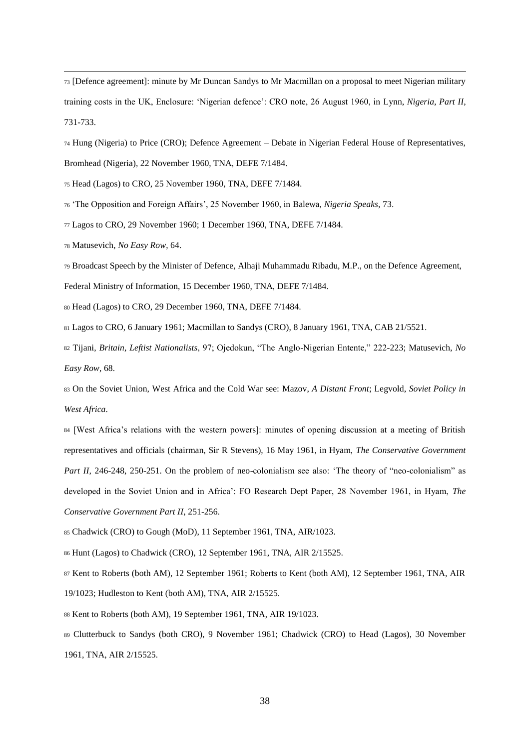[73] [Defence agreement]: minute by Mr Duncan Sandys to Mr Macmillan on a proposal to meet Nigerian military training costs in the UK, Enclosure: 'Nigerian defence': CRO note, 26 August 1960, in Lynn, *Nigeria, Part II*, 731-733.

[74] Hung (Nigeria) to Price (CRO); Defence Agreement – Debate in Nigerian Federal House of Representatives, Bromhead (Nigeria), 22 November 1960, TNA, DEFE 7/1484.

[75] Head (Lagos) to CRO, 25 November 1960, TNA, DEFE 7/1484.

[76] 'The Opposition and Foreign Affairs', 25 November 1960, in Balewa, *Nigeria Speaks*, 73.

[77] Lagos to CRO, 29 November 1960; 1 December 1960, TNA, DEFE 7/1484.

[78] Matusevich, *No Easy Row*, 64.

[79] Broadcast Speech by the Minister of Defence, Alhaji Muhammadu Ribadu, M.P., on the Defence Agreement, Federal Ministry of Information, 15 December 1960, TNA, DEFE 7/1484.

[80] Head (Lagos) to CRO, 29 December 1960, TNA, DEFE 7/1484.

[81] Lagos to CRO, 6 January 1961; Macmillan to Sandys (CRO), 8 January 1961, TNA, CAB 21/5521.

[82] Tijani, *Britain, Leftist Nationalists*, 97; Ojedokun, "The Anglo-Nigerian Entente," 222-223; Matusevich, *No Easy Row*, 68.

[83] On the Soviet Union, West Africa and the Cold War see: Mazov, *A Distant Front*; Legvold, *Soviet Policy in West Africa*.

[84] [West Africa's relations with the western powers]: minutes of opening discussion at a meeting of British representatives and officials (chairman, Sir R Stevens), 16 May 1961, in Hyam, *The Conservative Government Part II*, 246-248, 250-251. On the problem of neo-colonialism see also: 'The theory of "neo-colonialism" as developed in the Soviet Union and in Africa': FO Research Dept Paper, 28 November 1961, in Hyam, *The Conservative Government Part II*, 251-256.

[85] Chadwick (CRO) to Gough (MoD), 11 September 1961, TNA, AIR/1023.

[86] Hunt (Lagos) to Chadwick (CRO), 12 September 1961, TNA, AIR 2/15525.

[87] Kent to Roberts (both AM), 12 September 1961; Roberts to Kent (both AM), 12 September 1961, TNA, AIR 19/1023; Hudleston to Kent (both AM), TNA, AIR 2/15525.

[88] Kent to Roberts (both AM), 19 September 1961, TNA, AIR 19/1023.

[89] Clutterbuck to Sandys (both CRO), 9 November 1961; Chadwick (CRO) to Head (Lagos), 30 November 1961, TNA, AIR 2/15525.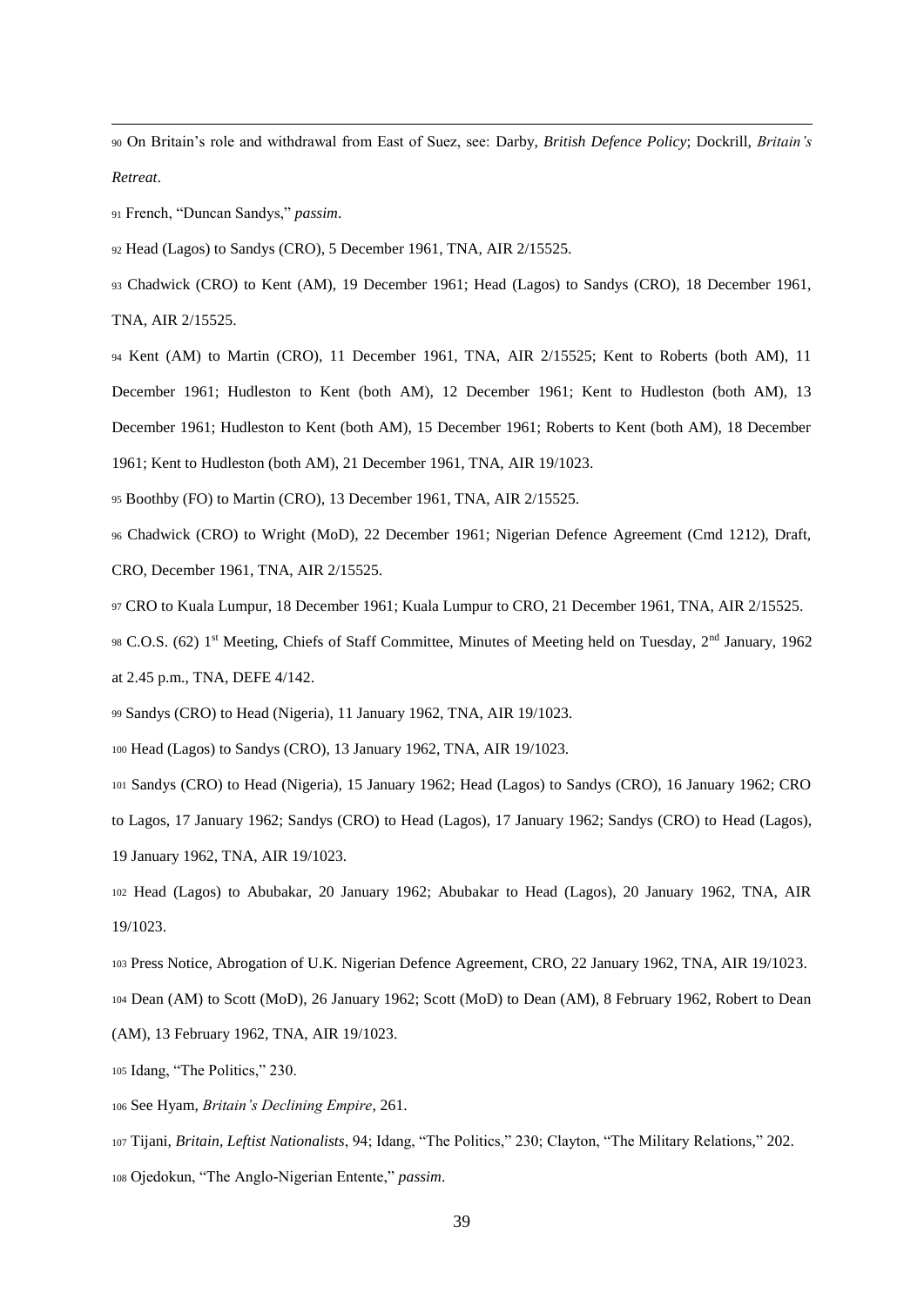90 On Britain's role and withdrawal from East of Suez, see: Darby, *British Defence Policy*; Dockrill, *Britain's Retreat*.

91 French, "Duncan Sandys," *passim*.

92 Head (Lagos) to Sandys (CRO), 5 December 1961, TNA, AIR 2/15525.

93 Chadwick (CRO) to Kent (AM), 19 December 1961; Head (Lagos) to Sandys (CRO), 18 December 1961, TNA, AIR 2/15525.

94 Kent (AM) to Martin (CRO), 11 December 1961, TNA, AIR 2/15525; Kent to Roberts (both AM), 11 December 1961; Hudleston to Kent (both AM), 12 December 1961; Kent to Hudleston (both AM), 13 December 1961; Hudleston to Kent (both AM), 15 December 1961; Roberts to Kent (both AM), 18 December 1961; Kent to Hudleston (both AM), 21 December 1961, TNA, AIR 19/1023.

95 Boothby (FO) to Martin (CRO), 13 December 1961, TNA, AIR 2/15525.

96 Chadwick (CRO) to Wright (MoD), 22 December 1961; Nigerian Defence Agreement (Cmd 1212), Draft, CRO, December 1961, TNA, AIR 2/15525.

97 CRO to Kuala Lumpur, 18 December 1961; Kuala Lumpur to CRO, 21 December 1961, TNA, AIR 2/15525.

98 C.O.S. (62) 1st Meeting, Chiefs of Staff Committee, Minutes of Meeting held on Tuesday, 2nd January, 1962 at 2.45 p.m., TNA, DEFE 4/142.

99 Sandys (CRO) to Head (Nigeria), 11 January 1962, TNA, AIR 19/1023.

100 Head (Lagos) to Sandys (CRO), 13 January 1962, TNA, AIR 19/1023.

101 Sandys (CRO) to Head (Nigeria), 15 January 1962; Head (Lagos) to Sandys (CRO), 16 January 1962; CRO to Lagos, 17 January 1962; Sandys (CRO) to Head (Lagos), 17 January 1962; Sandys (CRO) to Head (Lagos), 19 January 1962, TNA, AIR 19/1023.

102 Head (Lagos) to Abubakar, 20 January 1962; Abubakar to Head (Lagos), 20 January 1962, TNA, AIR 19/1023.

103 Press Notice, Abrogation of U.K. Nigerian Defence Agreement, CRO, 22 January 1962, TNA, AIR 19/1023.

104 Dean (AM) to Scott (MoD), 26 January 1962; Scott (MoD) to Dean (AM), 8 February 1962, Robert to Dean (AM), 13 February 1962, TNA, AIR 19/1023.

105 Idang, "The Politics," 230.

106 See Hyam, *Britain's Declining Empire*, 261.

107 Tijani, *Britain, Leftist Nationalists*, 94; Idang, "The Politics," 230; Clayton, "The Military Relations," 202.

108 Ojedokun, "The Anglo-Nigerian Entente," *passim*.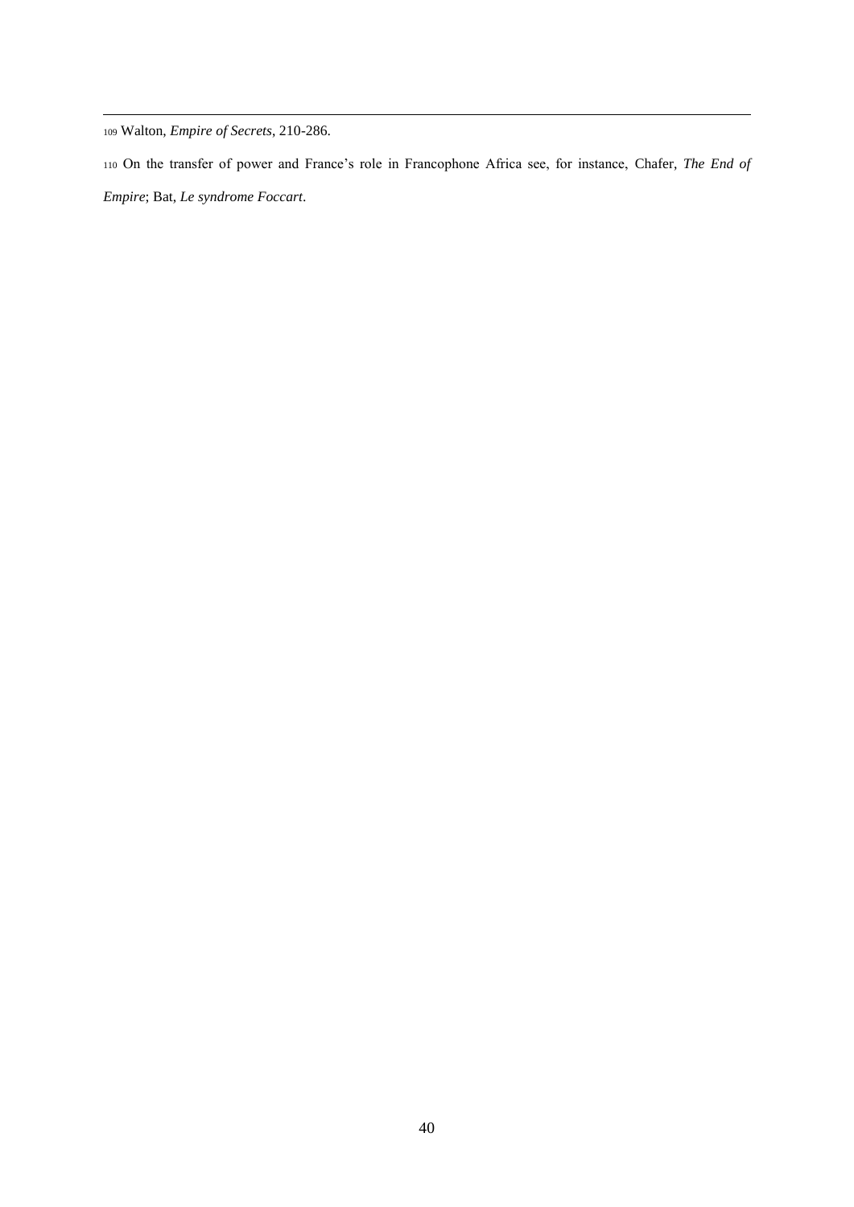[109] Walton, *Empire of Secrets*, 210-286.

[110] On the transfer of power and France's role in Francophone Africa see, for instance, Chafer, *The End of Empire*; Bat, *Le syndrome Foccart*.